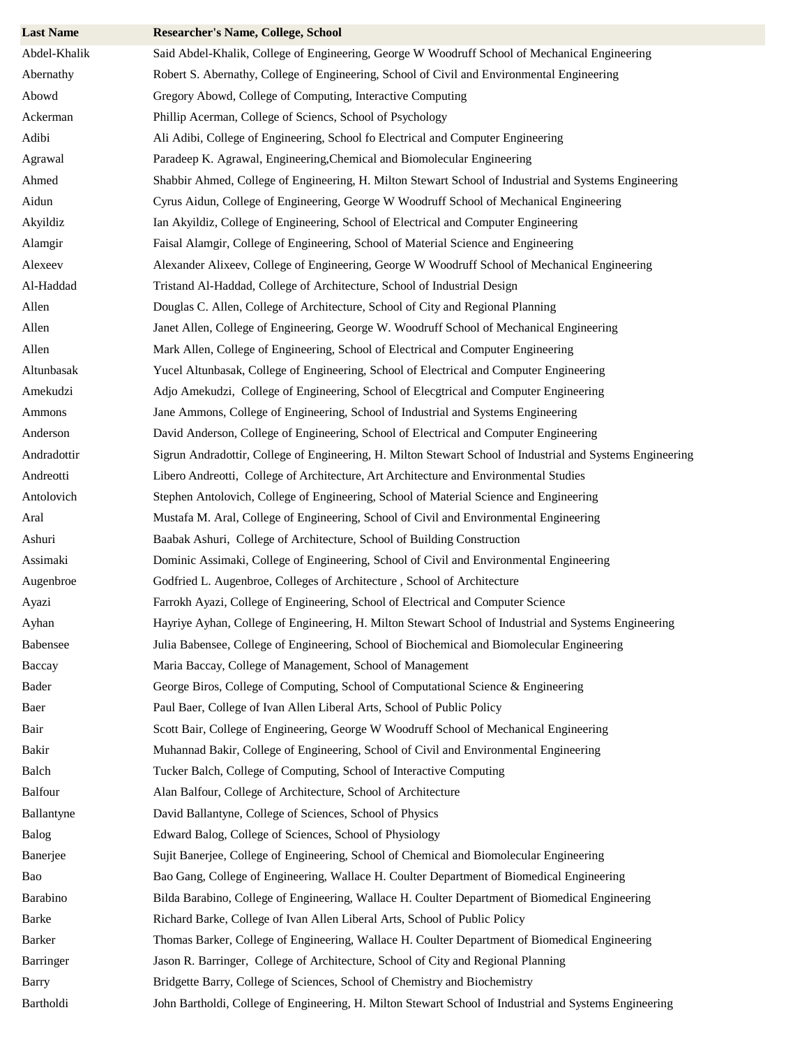| Last Name | Researcher's Name, College, School |
| --- | --- |
| Abdel-Khalik | Said Abdel-Khalik, College of Engineering, George W Woodruff School of Mechanical Engineering |
| Abernathy | Robert S. Abernathy, College of Engineering, School of Civil and Environmental Engineering |
| Abowd | Gregory Abowd, College of Computing, Interactive Computing |
| Ackerman | Phillip Acerman, College of Sciencs, School of Psychology |
| Adibi | Ali Adibi, College of Engineering, School fo Electrical and Computer Engineering |
| Agrawal | Paradeep K. Agrawal, Engineering,Chemical and Biomolecular Engineering |
| Ahmed | Shabbir Ahmed, College of Engineering, H. Milton Stewart School of Industrial and Systems Engineering |
| Aidun | Cyrus Aidun, College of Engineering, George W Woodruff School of Mechanical Engineering |
| Akyildiz | Ian Akyildiz, College of Engineering, School of Electrical and Computer Engineering |
| Alamgir | Faisal Alamgir, College of Engineering, School of Material Science and Engineering |
| Alexeev | Alexander Alixeev, College of Engineering, George W Woodruff School of Mechanical Engineering |
| Al-Haddad | Tristand Al-Haddad, College of Architecture, School of Industrial Design |
| Allen | Douglas C. Allen, College of Architecture, School of City and Regional Planning |
| Allen | Janet Allen, College of Engineering, George W. Woodruff School of Mechanical Engineering |
| Allen | Mark Allen, College of Engineering, School of Electrical and Computer Engineering |
| Altunbasak | Yucel Altunbasak, College of Engineering, School of Electrical and Computer Engineering |
| Amekudzi | Adjo Amekudzi, College of Engineering, School of Elecgtrical and Computer Engineering |
| Ammons | Jane Ammons, College of Engineering, School of Industrial and Systems Engineering |
| Anderson | David Anderson, College of Engineering, School of Electrical and Computer Engineering |
| Andradottir | Sigrun Andradottir, College of Engineering, H. Milton Stewart School of Industrial and Systems Engineering |
| Andreotti | Libero Andreotti, College of Architecture, Art Architecture and Environmental Studies |
| Antolovich | Stephen Antolovich, College of Engineering, School of Material Science and Engineering |
| Aral | Mustafa M. Aral, College of Engineering, School of Civil and Environmental Engineering |
| Ashuri | Baabak Ashuri, College of Architecture, School of Building Construction |
| Assimaki | Dominic Assimaki, College of Engineering, School of Civil and Environmental Engineering |
| Augenbroe | Godfried L. Augenbroe, Colleges of Architecture , School of Architecture |
| Ayazi | Farrokh Ayazi, College of Engineering, School of Electrical and Computer Science |
| Ayhan | Hayriye Ayhan, College of Engineering, H. Milton Stewart School of Industrial and Systems Engineering |
| Babensee | Julia Babensee, College of Engineering, School of Biochemical and Biomolecular Engineering |
| Baccay | Maria Baccay, College of Management, School of Management |
| Bader | George Biros, College of Computing, School of Computational Science & Engineering |
| Baer | Paul Baer, College of Ivan Allen Liberal Arts, School of Public Policy |
| Bair | Scott Bair, College of Engineering, George W Woodruff School of Mechanical Engineering |
| Bakir | Muhannad Bakir, College of Engineering, School of Civil and Environmental Engineering |
| Balch | Tucker Balch, College of Computing, School of Interactive Computing |
| Balfour | Alan Balfour, College of Architecture, School of Architecture |
| Ballantyne | David Ballantyne, College of Sciences, School of Physics |
| Balog | Edward Balog, College of Sciences, School of Physiology |
| Banerjee | Sujit Banerjee, College of Engineering, School of Chemical and Biomolecular Engineering |
| Bao | Bao Gang, College of Engineering, Wallace H. Coulter Department of Biomedical Engineering |
| Barabino | Bilda Barabino, College of Engineering, Wallace H. Coulter Department of Biomedical Engineering |
| Barke | Richard Barke, College of Ivan Allen Liberal Arts, School of Public Policy |
| Barker | Thomas Barker, College of Engineering, Wallace H. Coulter Department of Biomedical Engineering |
| Barringer | Jason R. Barringer, College of Architecture, School of City and Regional Planning |
| Barry | Bridgette Barry, College of Sciences, School of Chemistry and Biochemistry |
| Bartholdi | John Bartholdi, College of Engineering, H. Milton Stewart School of Industrial and Systems Engineering |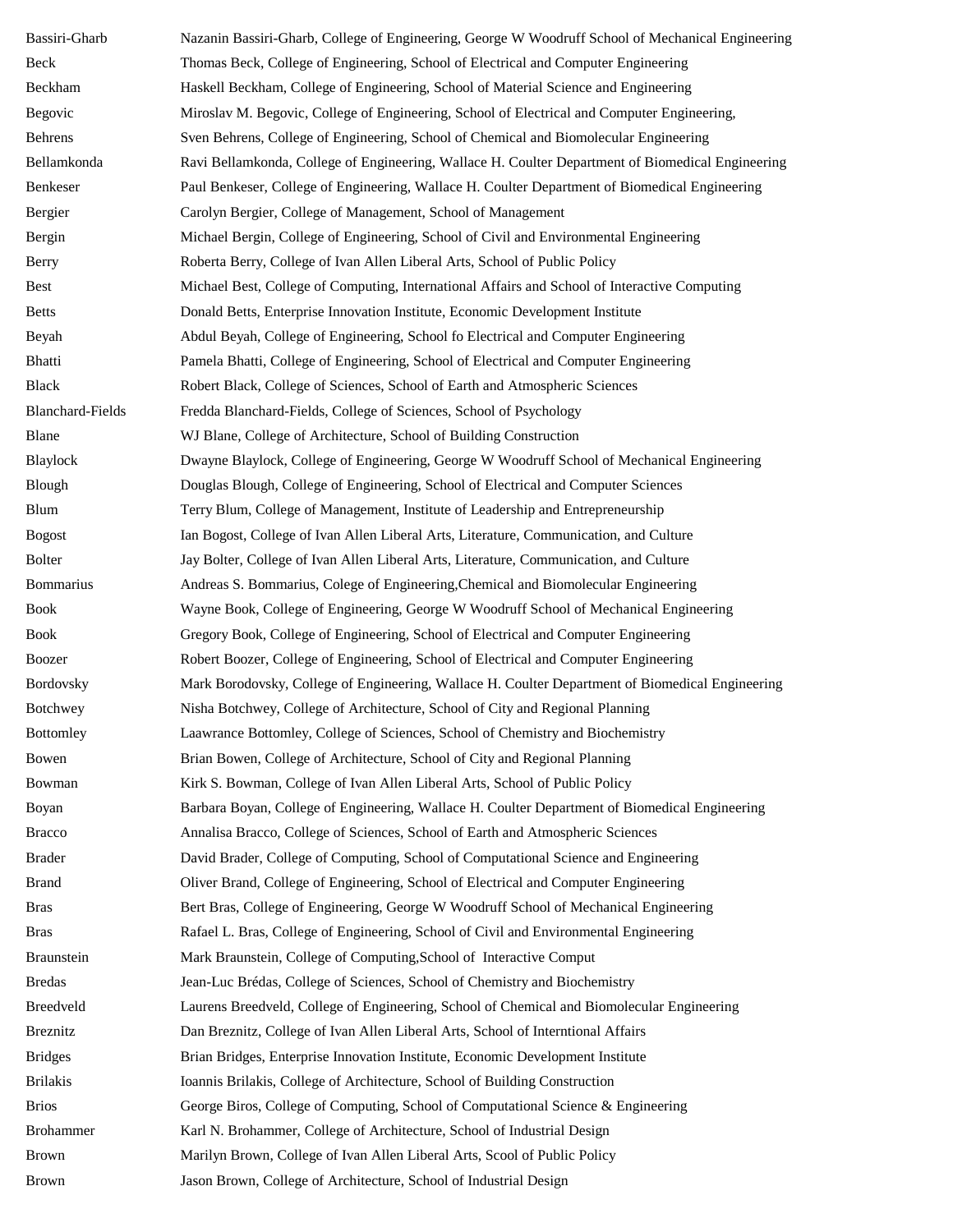| | |
|---|---|
| Bassiri-Gharb | Nazanin Bassiri-Gharb, College of Engineering, George W Woodruff School of Mechanical Engineering |
| Beck | Thomas Beck, College of Engineering, School of Electrical and Computer Engineering |
| Beckham | Haskell Beckham, College of Engineering, School of Material Science and Engineering |
| Begovic | Miroslav M. Begovic, College of Engineering, School of Electrical and Computer Engineering, |
| Behrens | Sven Behrens, College of Engineering, School of Chemical and Biomolecular Engineering |
| Bellamkonda | Ravi Bellamkonda, College of Engineering, Wallace H. Coulter Department of Biomedical Engineering |
| Benkeser | Paul Benkeser, College of Engineering, Wallace H. Coulter Department of Biomedical Engineering |
| Bergier | Carolyn Bergier, College of Management, School of Management |
| Bergin | Michael Bergin, College of Engineering, School of Civil and Environmental Engineering |
| Berry | Roberta Berry, College of Ivan Allen Liberal Arts, School of Public Policy |
| Best | Michael Best, College of Computing, International Affairs and School of Interactive Computing |
| Betts | Donald Betts, Enterprise Innovation Institute, Economic Development Institute |
| Beyah | Abdul Beyah, College of Engineering, School fo Electrical and Computer Engineering |
| Bhatti | Pamela Bhatti, College of Engineering, School of Electrical and Computer Engineering |
| Black | Robert Black, College of Sciences, School of Earth and Atmospheric Sciences |
| Blanchard-Fields | Fredda Blanchard-Fields, College of Sciences, School of Psychology |
| Blane | WJ Blane, College of Architecture, School of Building Construction |
| Blaylock | Dwayne Blaylock, College of Engineering, George W Woodruff School of Mechanical Engineering |
| Blough | Douglas Blough, College of Engineering, School of Electrical and Computer Sciences |
| Blum | Terry Blum, College of Management, Institute of Leadership and Entrepreneurship |
| Bogost | Ian Bogost, College of Ivan Allen Liberal Arts, Literature, Communication, and Culture |
| Bolter | Jay Bolter, College of Ivan Allen Liberal Arts, Literature, Communication, and Culture |
| Bommarius | Andreas S. Bommarius, Colege of Engineering,Chemical and Biomolecular Engineering |
| Book | Wayne Book, College of Engineering, George W Woodruff School of Mechanical Engineering |
| Book | Gregory Book, College of Engineering, School of Electrical and Computer Engineering |
| Boozer | Robert Boozer, College of Engineering, School of Electrical and Computer Engineering |
| Bordovsky | Mark Borodovsky, College of Engineering, Wallace H. Coulter Department of Biomedical Engineering |
| Botchwey | Nisha Botchwey, College of Architecture, School of City and Regional Planning |
| Bottomley | Laawrance Bottomley, College of Sciences, School of Chemistry and Biochemistry |
| Bowen | Brian Bowen, College of Architecture, School of City and Regional Planning |
| Bowman | Kirk S. Bowman, College of Ivan Allen Liberal Arts, School of Public Policy |
| Boyan | Barbara Boyan, College of Engineering, Wallace H. Coulter Department of Biomedical Engineering |
| Bracco | Annalisa Bracco, College of Sciences, School of Earth and Atmospheric Sciences |
| Brader | David Brader, College of Computing, School of Computational Science and Engineering |
| Brand | Oliver Brand, College of Engineering, School of Electrical and Computer Engineering |
| Bras | Bert Bras, College of Engineering, George W Woodruff School of Mechanical Engineering |
| Bras | Rafael L. Bras, College of Engineering, School of Civil and Environmental Engineering |
| Braunstein | Mark Braunstein, College of Computing,School of Interactive Comput |
| Bredas | Jean-Luc Brédas, College of Sciences, School of Chemistry and Biochemistry |
| Breedveld | Laurens Breedveld, College of Engineering, School of Chemical and Biomolecular Engineering |
| Breznitz | Dan Breznitz, College of Ivan Allen Liberal Arts, School of Interntional Affairs |
| Bridges | Brian Bridges, Enterprise Innovation Institute, Economic Development Institute |
| Brilakis | Ioannis Brilakis, College of Architecture, School of Building Construction |
| Brios | George Biros, College of Computing, School of Computational Science & Engineering |
| Brohammer | Karl N. Brohammer, College of Architecture, School of Industrial Design |
| Brown | Marilyn Brown, College of Ivan Allen Liberal Arts, Scool of Public Policy |
| Brown | Jason Brown, College of Architecture, School of Industrial Design |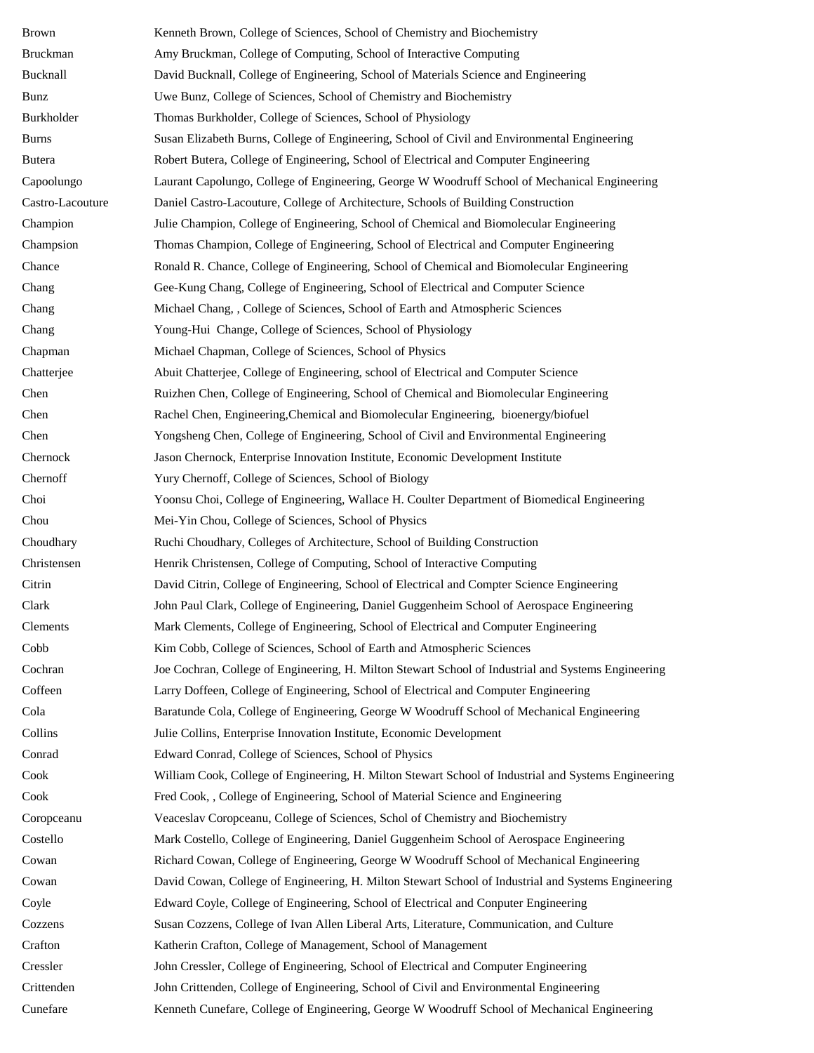| | |
|---|---|
| Brown | Kenneth Brown, College of Sciences, School of Chemistry and Biochemistry |
| Bruckman | Amy Bruckman, College of Computing, School of Interactive Computing |
| Bucknall | David Bucknall, College of Engineering, School of Materials Science and Engineering |
| Bunz | Uwe Bunz, College of Sciences, School of Chemistry and Biochemistry |
| Burkholder | Thomas Burkholder, College of Sciences, School of Physiology |
| Burns | Susan Elizabeth Burns, College of Engineering, School of Civil and Environmental Engineering |
| Butera | Robert Butera, College of Engineering, School of Electrical and Computer Engineering |
| Capoolungo | Laurant Capolungo, College of Engineering, George W Woodruff School of Mechanical Engineering |
| Castro-Lacouture | Daniel Castro-Lacouture, College of Architecture, Schools of Building Construction |
| Champion | Julie Champion, College of Engineering, School of Chemical and Biomolecular Engineering |
| Champsion | Thomas Champion, College of Engineering, School of Electrical and Computer Engineering |
| Chance | Ronald R. Chance, College of Engineering, School of Chemical and Biomolecular Engineering |
| Chang | Gee-Kung Chang, College of Engineering, School of Electrical and Computer Science |
| Chang | Michael Chang, , College of Sciences, School of Earth and Atmospheric Sciences |
| Chang | Young-Hui Change, College of Sciences, School of Physiology |
| Chapman | Michael Chapman, College of Sciences, School of Physics |
| Chatterjee | Abuit Chatterjee, College of Engineering, school of Electrical and Computer Science |
| Chen | Ruizhen Chen, College of Engineering, School of Chemical and Biomolecular Engineering |
| Chen | Rachel Chen, Engineering,Chemical and Biomolecular Engineering, bioenergy/biofuel |
| Chen | Yongsheng Chen, College of Engineering, School of Civil and Environmental Engineering |
| Chernock | Jason Chernock, Enterprise Innovation Institute, Economic Development Institute |
| Chernoff | Yury Chernoff, College of Sciences, School of Biology |
| Choi | Yoonsu Choi, College of Engineering, Wallace H. Coulter Department of Biomedical Engineering |
| Chou | Mei-Yin Chou, College of Sciences, School of Physics |
| Choudhary | Ruchi Choudhary, Colleges of Architecture, School of Building Construction |
| Christensen | Henrik Christensen, College of Computing, School of Interactive Computing |
| Citrin | David Citrin, College of Engineering, School of Electrical and Compter Science Engineering |
| Clark | John Paul Clark, College of Engineering, Daniel Guggenheim School of Aerospace Engineering |
| Clements | Mark Clements, College of Engineering, School of Electrical and Computer Engineering |
| Cobb | Kim Cobb, College of Sciences, School of Earth and Atmospheric Sciences |
| Cochran | Joe Cochran, College of Engineering, H. Milton Stewart School of Industrial and Systems Engineering |
| Coffeen | Larry Doffeen, College of Engineering, School of Electrical and Computer Engineering |
| Cola | Baratunde Cola, College of Engineering, George W Woodruff School of Mechanical Engineering |
| Collins | Julie Collins, Enterprise Innovation Institute, Economic Development |
| Conrad | Edward Conrad, College of Sciences, School of Physics |
| Cook | William Cook, College of Engineering, H. Milton Stewart School of Industrial and Systems Engineering |
| Cook | Fred Cook, , College of Engineering, School of Material Science and Engineering |
| Coropceanu | Veaceslav Coropceanu, College of Sciences, Schol of Chemistry and Biochemistry |
| Costello | Mark Costello, College of Engineering, Daniel Guggenheim School of Aerospace Engineering |
| Cowan | Richard Cowan, College of Engineering, George W Woodruff School of Mechanical Engineering |
| Cowan | David Cowan, College of Engineering, H. Milton Stewart School of Industrial and Systems Engineering |
| Coyle | Edward Coyle, College of Engineering, School of Electrical and Conputer Engineering |
| Cozzens | Susan Cozzens, College of Ivan Allen Liberal Arts, Literature, Communication, and Culture |
| Crafton | Katherin Crafton, College of Management, School of Management |
| Cressler | John Cressler, College of Engineering, School of Electrical and Computer Engineering |
| Crittenden | John Crittenden, College of Engineering, School of Civil and Environmental Engineering |
| Cunefare | Kenneth Cunefare, College of Engineering, George W Woodruff School of Mechanical Engineering |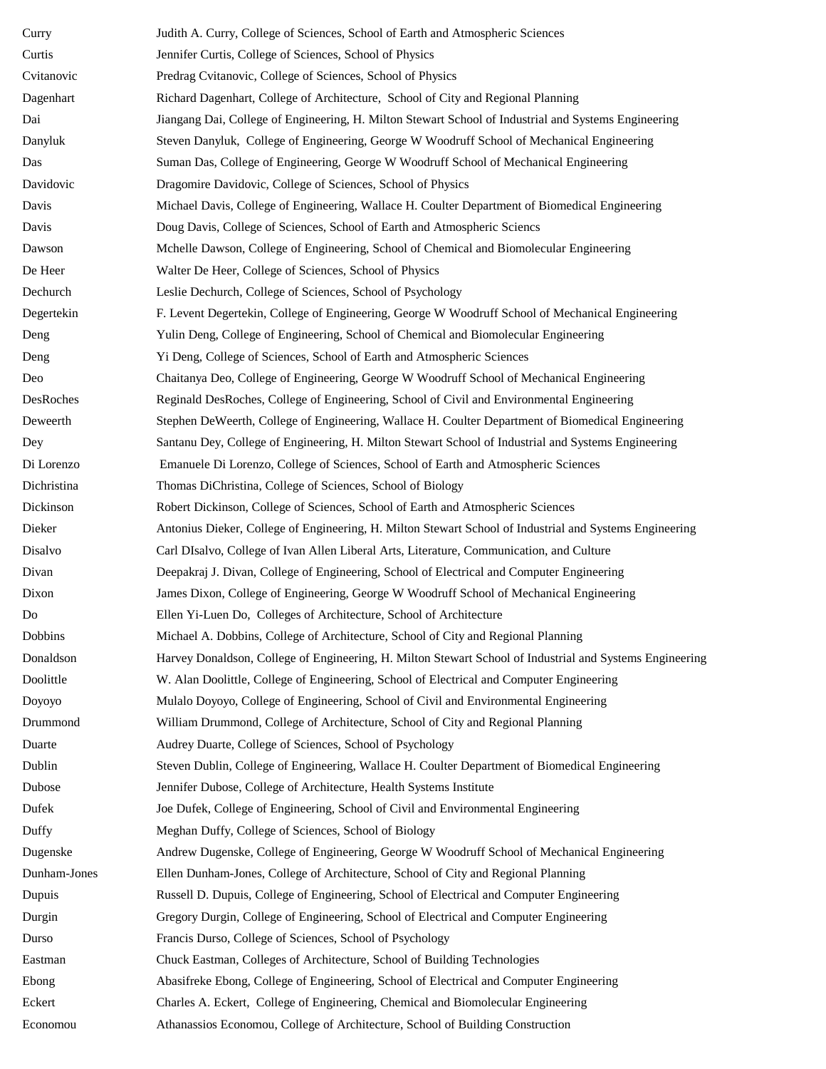| | |
|---|---|
| Curry | Judith A. Curry, College of Sciences, School of Earth and Atmospheric Sciences |
| Curtis | Jennifer Curtis, College of Sciences, School of Physics |
| Cvitanovic | Predrag Cvitanovic, College of Sciences, School of Physics |
| Dagenhart | Richard Dagenhart, College of Architecture, School of City and Regional Planning |
| Dai | Jiangang Dai, College of Engineering, H. Milton Stewart School of Industrial and Systems Engineering |
| Danyluk | Steven Danyluk, College of Engineering, George W Woodruff School of Mechanical Engineering |
| Das | Suman Das, College of Engineering, George W Woodruff School of Mechanical Engineering |
| Davidovic | Dragomire Davidovic, College of Sciences, School of Physics |
| Davis | Michael Davis, College of Engineering, Wallace H. Coulter Department of Biomedical Engineering |
| Davis | Doug Davis, College of Sciences, School of Earth and Atmospheric Sciencs |
| Dawson | Mchelle Dawson, College of Engineering, School of Chemical and Biomolecular Engineering |
| De Heer | Walter De Heer, College of Sciences, School of Physics |
| Dechurch | Leslie Dechurch, College of Sciences, School of Psychology |
| Degertekin | F. Levent Degertekin, College of Engineering, George W Woodruff School of Mechanical Engineering |
| Deng | Yulin Deng, College of Engineering, School of Chemical and Biomolecular Engineering |
| Deng | Yi Deng, College of Sciences, School of Earth and Atmospheric Sciences |
| Deo | Chaitanya Deo, College of Engineering, George W Woodruff School of Mechanical Engineering |
| DesRoches | Reginald DesRoches, College of Engineering, School of Civil and Environmental Engineering |
| Deweerth | Stephen DeWeerth, College of Engineering, Wallace H. Coulter Department of Biomedical Engineering |
| Dey | Santanu Dey, College of Engineering, H. Milton Stewart School of Industrial and Systems Engineering |
| Di Lorenzo | Emanuele Di Lorenzo, College of Sciences, School of Earth and Atmospheric Sciences |
| Dichristina | Thomas DiChristina, College of Sciences, School of Biology |
| Dickinson | Robert Dickinson, College of Sciences, School of Earth and Atmospheric Sciences |
| Dieker | Antonius Dieker, College of Engineering, H. Milton Stewart School of Industrial and Systems Engineering |
| Disalvo | Carl DIsalvo, College of Ivan Allen Liberal Arts, Literature, Communication, and Culture |
| Divan | Deepakraj J. Divan, College of Engineering, School of Electrical and Computer Engineering |
| Dixon | James Dixon, College of Engineering, George W Woodruff School of Mechanical Engineering |
| Do | Ellen Yi-Luen Do, Colleges of Architecture, School of Architecture |
| Dobbins | Michael A. Dobbins, College of Architecture, School of City and Regional Planning |
| Donaldson | Harvey Donaldson, College of Engineering, H. Milton Stewart School of Industrial and Systems Engineering |
| Doolittle | W. Alan Doolittle, College of Engineering, School of Electrical and Computer Engineering |
| Doyoyo | Mulalo Doyoyo, College of Engineering, School of Civil and Environmental Engineering |
| Drummond | William Drummond, College of Architecture, School of City and Regional Planning |
| Duarte | Audrey Duarte, College of Sciences, School of Psychology |
| Dublin | Steven Dublin, College of Engineering, Wallace H. Coulter Department of Biomedical Engineering |
| Dubose | Jennifer Dubose, College of Architecture, Health Systems Institute |
| Dufek | Joe Dufek, College of Engineering, School of Civil and Environmental Engineering |
| Duffy | Meghan Duffy, College of Sciences, School of Biology |
| Dugenske | Andrew Dugenske, College of Engineering, George W Woodruff School of Mechanical Engineering |
| Dunham-Jones | Ellen Dunham-Jones, College of Architecture, School of City and Regional Planning |
| Dupuis | Russell D. Dupuis, College of Engineering, School of Electrical and Computer Engineering |
| Durgin | Gregory Durgin, College of Engineering, School of Electrical and Computer Engineering |
| Durso | Francis Durso, College of Sciences, School of Psychology |
| Eastman | Chuck Eastman, Colleges of Architecture, School of Building Technologies |
| Ebong | Abasifreke Ebong, College of Engineering, School of Electrical and Computer Engineering |
| Eckert | Charles A. Eckert, College of Engineering, Chemical and Biomolecular Engineering |
| Economou | Athanassios Economou, College of Architecture, School of Building Construction |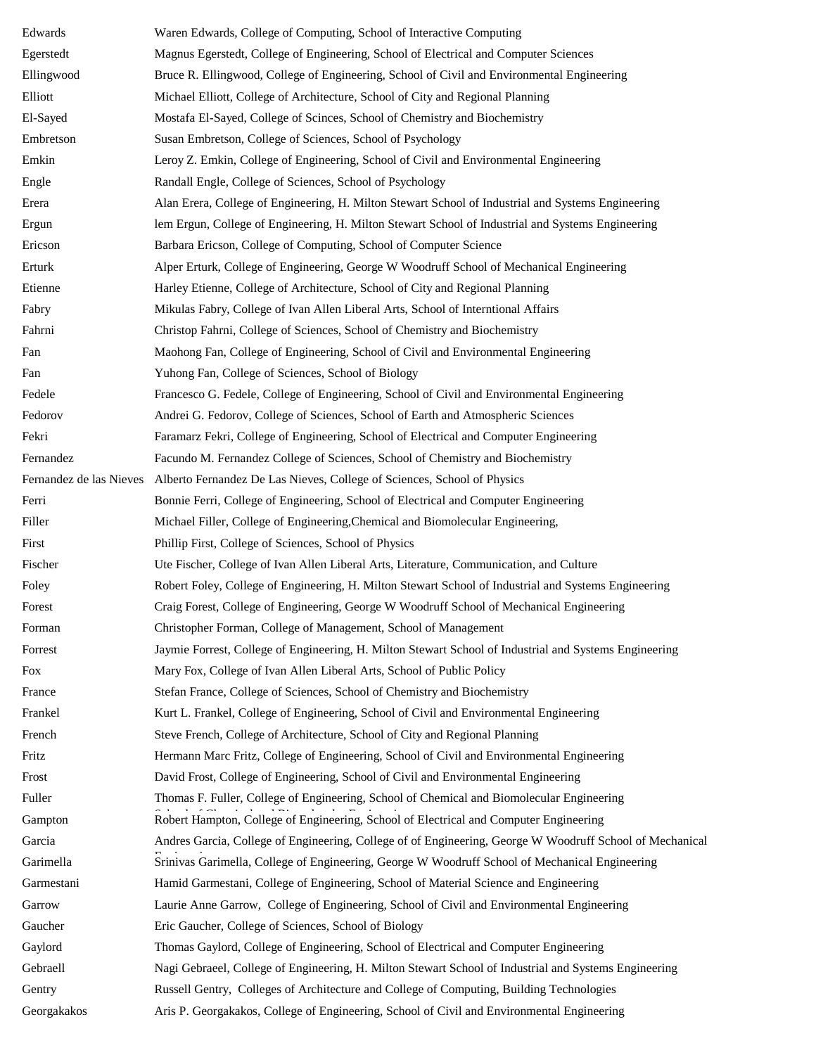| | |
|---|---|
| Edwards | Waren Edwards, College of Computing, School of Interactive Computing |
| Egerstedt | Magnus Egerstedt, College of Engineering, School of Electrical and Computer Sciences |
| Ellingwood | Bruce R. Ellingwood, College of Engineering, School of Civil and Environmental Engineering |
| Elliott | Michael Elliott, College of Architecture, School of City and Regional Planning |
| El-Sayed | Mostafa El-Sayed, College of Scinces, School of Chemistry and Biochemistry |
| Embretson | Susan Embretson, College of Sciences, School of Psychology |
| Emkin | Leroy Z. Emkin, College of Engineering, School of Civil and Environmental Engineering |
| Engle | Randall Engle, College of Sciences, School of Psychology |
| Erera | Alan Erera, College of Engineering, H. Milton Stewart School of Industrial and Systems Engineering |
| Ergun | lem Ergun, College of Engineering, H. Milton Stewart School of Industrial and Systems Engineering |
| Ericson | Barbara Ericson, College of Computing, School of Computer Science |
| Erturk | Alper Erturk, College of Engineering, George W Woodruff School of Mechanical Engineering |
| Etienne | Harley Etienne, College of Architecture, School of City and Regional Planning |
| Fabry | Mikulas Fabry, College of Ivan Allen Liberal Arts, School of Interntional Affairs |
| Fahrni | Christop Fahrni, College of Sciences, School of Chemistry and Biochemistry |
| Fan | Maohong Fan, College of Engineering, School of Civil and Environmental Engineering |
| Fan | Yuhong Fan, College of Sciences, School of Biology |
| Fedele | Francesco G. Fedele, College of Engineering, School of Civil and Environmental Engineering |
| Fedorov | Andrei G. Fedorov, College of Sciences, School of Earth and Atmospheric Sciences |
| Fekri | Faramarz Fekri, College of Engineering, School of Electrical and Computer Engineering |
| Fernandez | Facundo M. Fernandez College of Sciences, School of Chemistry and Biochemistry |
| Fernandez de las Nieves | Alberto Fernandez De Las Nieves, College of Sciences, School of Physics |
| Ferri | Bonnie Ferri, College of Engineering, School of Electrical and Computer Engineering |
| Filler | Michael Filler, College of Engineering,Chemical and Biomolecular Engineering, |
| First | Phillip First, College of Sciences, School of Physics |
| Fischer | Ute Fischer, College of Ivan Allen Liberal Arts, Literature, Communication, and Culture |
| Foley | Robert Foley, College of Engineering, H. Milton Stewart School of Industrial and Systems Engineering |
| Forest | Craig Forest, College of Engineering, George W Woodruff School of Mechanical Engineering |
| Forman | Christopher Forman, College of Management, School of Management |
| Forrest | Jaymie Forrest, College of Engineering, H. Milton Stewart School of Industrial and Systems Engineering |
| Fox | Mary Fox, College of Ivan Allen Liberal Arts, School of Public Policy |
| France | Stefan France, College of Sciences, School of Chemistry and Biochemistry |
| Frankel | Kurt L. Frankel, College of Engineering, School of Civil and Environmental Engineering |
| French | Steve French, College of Architecture, School of City and Regional Planning |
| Fritz | Hermann Marc Fritz, College of Engineering, School of Civil and Environmental Engineering |
| Frost | David Frost, College of Engineering, School of Civil and Environmental Engineering |
| Fuller | Thomas F. Fuller, College of Engineering, School of Chemical and Biomolecular Engineering |
| Gampton | Robert Hampton, College of Engineering, School of Electrical and Computer Engineering |
| Garcia | Andres Garcia, College of Engineering, College of of Engineering, George W Woodruff School of Mechanical |
| Garimella | Srinivas Garimella, College of Engineering, George W Woodruff School of Mechanical Engineering |
| Garmestani | Hamid Garmestani, College of Engineering, School of Material Science and Engineering |
| Garrow | Laurie Anne Garrow, College of Engineering, School of Civil and Environmental Engineering |
| Gaucher | Eric Gaucher, College of Sciences, School of Biology |
| Gaylord | Thomas Gaylord, College of Engineering, School of Electrical and Computer Engineering |
| Gebraell | Nagi Gebraeel, College of Engineering, H. Milton Stewart School of Industrial and Systems Engineering |
| Gentry | Russell Gentry, Colleges of Architecture and College of Computing, Building Technologies |
| Georgakakos | Aris P. Georgakakos, College of Engineering, School of Civil and Environmental Engineering |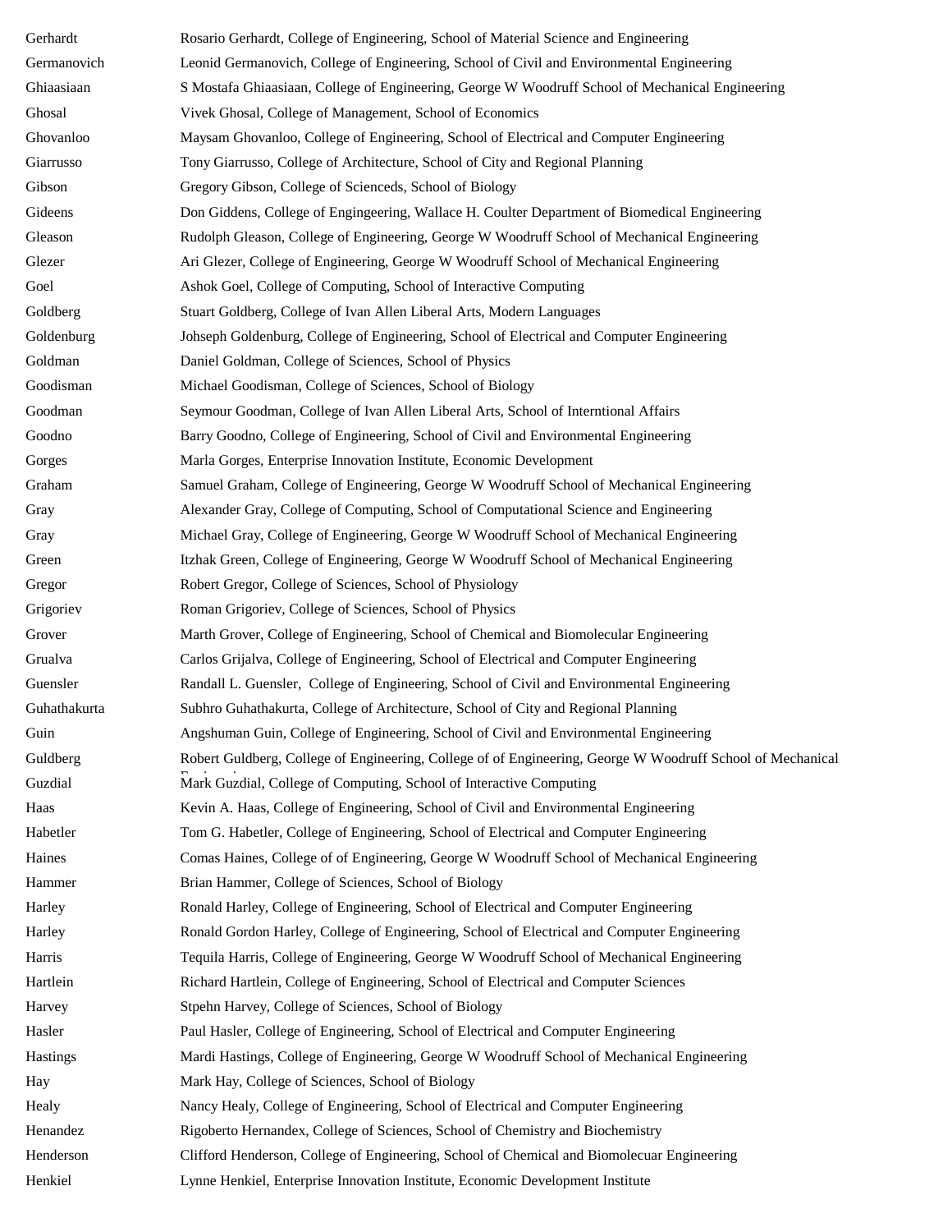| | |
|---|---|
| Gerhardt | Rosario Gerhardt, College of Engineering, School of Material Science and Engineering |
| Germanovich | Leonid Germanovich, College of Engineering, School of Civil and Environmental Engineering |
| Ghiaasiaan | S Mostafa Ghiaasiaan, College of Engineering, George W Woodruff School of Mechanical Engineering |
| Ghosal | Vivek Ghosal, College of Management, School of Economics |
| Ghovanloo | Maysam Ghovanloo, College of Engineering, School of Electrical and Computer Engineering |
| Giarrusso | Tony Giarrusso, College of Architecture, School of City and Regional Planning |
| Gibson | Gregory Gibson, College of Scienceds, School of Biology |
| Gideens | Don Giddens, College of Engingeering, Wallace H. Coulter Department of Biomedical Engineering |
| Gleason | Rudolph Gleason, College of Engineering, George W Woodruff School of Mechanical Engineering |
| Glezer | Ari Glezer, College of Engineering, George W Woodruff School of Mechanical Engineering |
| Goel | Ashok Goel, College of Computing, School of Interactive Computing |
| Goldberg | Stuart Goldberg, College of Ivan Allen Liberal Arts, Modern Languages |
| Goldenburg | Johseph Goldenburg, College of Engineering, School of Electrical and Computer Engineering |
| Goldman | Daniel Goldman, College of Sciences, School of Physics |
| Goodisman | Michael Goodisman, College of Sciences, School of Biology |
| Goodman | Seymour Goodman, College of Ivan Allen Liberal Arts, School of Interntional Affairs |
| Goodno | Barry Goodno, College of Engineering, School of Civil and Environmental Engineering |
| Gorges | Marla Gorges, Enterprise Innovation Institute, Economic Development |
| Graham | Samuel Graham, College of Engineering, George W Woodruff School of Mechanical Engineering |
| Gray | Alexander Gray, College of Computing, School of Computational Science and Engineering |
| Gray | Michael Gray, College of Engineering, George W Woodruff School of Mechanical Engineering |
| Green | Itzhak Green, College of Engineering, George W Woodruff School of Mechanical Engineering |
| Gregor | Robert Gregor, College of Sciences, School of Physiology |
| Grigoriev | Roman Grigoriev, College of Sciences, School of Physics |
| Grover | Marth Grover, College of Engineering, School of Chemical and Biomolecular Engineering |
| Grualva | Carlos Grijalva, College of Engineering, School of Electrical and Computer Engineering |
| Guensler | Randall L. Guensler, College of Engineering, School of Civil and Environmental Engineering |
| Guhathakurta | Subhro Guhathakurta, College of Architecture, School of City and Regional Planning |
| Guin | Angshuman Guin, College of Engineering, School of Civil and Environmental Engineering |
| Guldberg | Robert Guldberg, College of Engineering, College of of Engineering, George W Woodruff School of Mechanical Engineering |
| Guzdial | Mark Guzdial, College of Computing, School of Interactive Computing |
| Haas | Kevin A. Haas, College of Engineering, School of Civil and Environmental Engineering |
| Habetler | Tom G. Habetler, College of Engineering, School of Electrical and Computer Engineering |
| Haines | Comas Haines, College of of Engineering, George W Woodruff School of Mechanical Engineering |
| Hammer | Brian Hammer, College of Sciences, School of Biology |
| Harley | Ronald Harley, College of Engineering, School of Electrical and Computer Engineering |
| Harley | Ronald Gordon Harley, College of Engineering, School of Electrical and Computer Engineering |
| Harris | Tequila Harris, College of Engineering, George W Woodruff School of Mechanical Engineering |
| Hartlein | Richard Hartlein, College of Engineering, School of Electrical and Computer Sciences |
| Harvey | Stpehn Harvey, College of Sciences, School of Biology |
| Hasler | Paul Hasler, College of Engineering, School of Electrical and Computer Engineering |
| Hastings | Mardi Hastings, College of Engineering, George W Woodruff School of Mechanical Engineering |
| Hay | Mark Hay, College of Sciences, School of Biology |
| Healy | Nancy Healy, College of Engineering, School of Electrical and Computer Engineering |
| Henandez | Rigoberto Hernandex, College of Sciences, School of Chemistry and Biochemistry |
| Henderson | Clifford Henderson, College of Engineering, School of Chemical and Biomolecuar Engineering |
| Henkiel | Lynne Henkiel, Enterprise Innovation Institute, Economic Development Institute |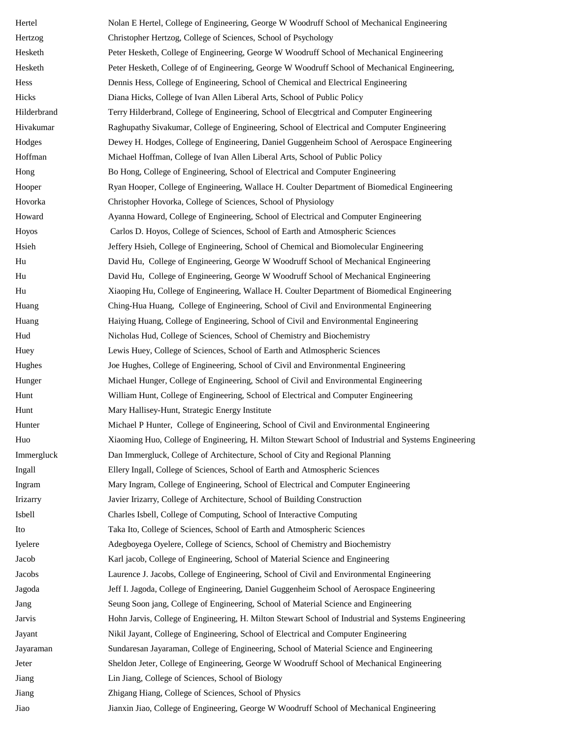| | |
|---|---|
| Hertel | Nolan E Hertel, College of Engineering, George W Woodruff School of Mechanical Engineering |
| Hertzog | Christopher Hertzog, College of Sciences, School of Psychology |
| Hesketh | Peter Hesketh, College of Engineering, George W Woodruff School of Mechanical Engineering |
| Hesketh | Peter Hesketh, College of of Engineering, George W Woodruff School of Mechanical Engineering, |
| Hess | Dennis Hess, College of Engineering, School of Chemical and Electrical Engineering |
| Hicks | Diana Hicks, College of Ivan Allen Liberal Arts, School of Public Policy |
| Hilderbrand | Terry Hilderbrand, College of Engineering, School of Elecgtrical and Computer Engineering |
| Hivakumar | Raghupathy Sivakumar, College of Engineering, School of Electrical and Computer Engineering |
| Hodges | Dewey H. Hodges, College of Engineering, Daniel Guggenheim School of Aerospace Engineering |
| Hoffman | Michael Hoffman, College of Ivan Allen Liberal Arts, School of Public Policy |
| Hong | Bo Hong, College of Engineering, School of Electrical and Computer Engineering |
| Hooper | Ryan Hooper, College of Engineering, Wallace H. Coulter Department of Biomedical Engineering |
| Hovorka | Christopher Hovorka, College of Sciences, School of Physiology |
| Howard | Ayanna Howard, College of Engineering, School of Electrical and Computer Engineering |
| Hoyos | Carlos D. Hoyos, College of Sciences, School of Earth and Atmospheric Sciences |
| Hsieh | Jeffery Hsieh, College of Engineering, School of Chemical and Biomolecular Engineering |
| Hu | David Hu, College of Engineering, George W Woodruff School of Mechanical Engineering |
| Hu | David Hu, College of Engineering, George W Woodruff School of Mechanical Engineering |
| Hu | Xiaoping Hu, College of Engineering, Wallace H. Coulter Department of Biomedical Engineering |
| Huang | Ching-Hua Huang, College of Engineering, School of Civil and Environmental Engineering |
| Huang | Haiying Huang, College of Engineering, School of Civil and Environmental Engineering |
| Hud | Nicholas Hud, College of Sciences, School of Chemistry and Biochemistry |
| Huey | Lewis Huey, College of Sciences, School of Earth and Atlmospheric Sciences |
| Hughes | Joe Hughes, College of Engineering, School of Civil and Environmental Engineering |
| Hunger | Michael Hunger, College of Engineering, School of Civil and Environmental Engineering |
| Hunt | William Hunt, College of Engineering, School of Electrical and Computer Engineering |
| Hunt | Mary Hallisey-Hunt, Strategic Energy Institute |
| Hunter | Michael P Hunter, College of Engineering, School of Civil and Environmental Engineering |
| Huo | Xiaoming Huo, College of Engineering, H. Milton Stewart School of Industrial and Systems Engineering |
| Immergluck | Dan Immergluck, College of Architecture, School of City and Regional Planning |
| Ingall | Ellery Ingall, College of Sciences, School of Earth and Atmospheric Sciences |
| Ingram | Mary Ingram, College of Engineering, School of Electrical and Computer Engineering |
| Irizarry | Javier Irizarry, College of Architecture, School of Building Construction |
| Isbell | Charles Isbell, College of Computing, School of Interactive Computing |
| Ito | Taka Ito, College of Sciences, School of Earth and Atmospheric Sciences |
| Iyelere | Adegboyega Oyelere, College of Sciencs, School of Chemistry and Biochemistry |
| Jacob | Karl jacob, College of Engineering, School of Material Science and Engineering |
| Jacobs | Laurence J. Jacobs, College of Engineering, School of Civil and Environmental Engineering |
| Jagoda | Jeff I. Jagoda, College of Engineering, Daniel Guggenheim School of Aerospace Engineering |
| Jang | Seung Soon jang, College of Engineering, School of Material Science and Engineering |
| Jarvis | Hohn Jarvis, College of Engineering, H. Milton Stewart School of Industrial and Systems Engineering |
| Jayant | Nikil Jayant, College of Engineering, School of Electrical and Computer Engineering |
| Jayaraman | Sundaresan Jayaraman, College of Engineering, School of Material Science and Engineering |
| Jeter | Sheldon Jeter, College of Engineering, George W Woodruff School of Mechanical Engineering |
| Jiang | Lin Jiang, College of Sciences, School of Biology |
| Jiang | Zhigang Hiang, College of Sciences, School of Physics |
| Jiao | Jianxin Jiao, College of Engineering, George W Woodruff School of Mechanical Engineering |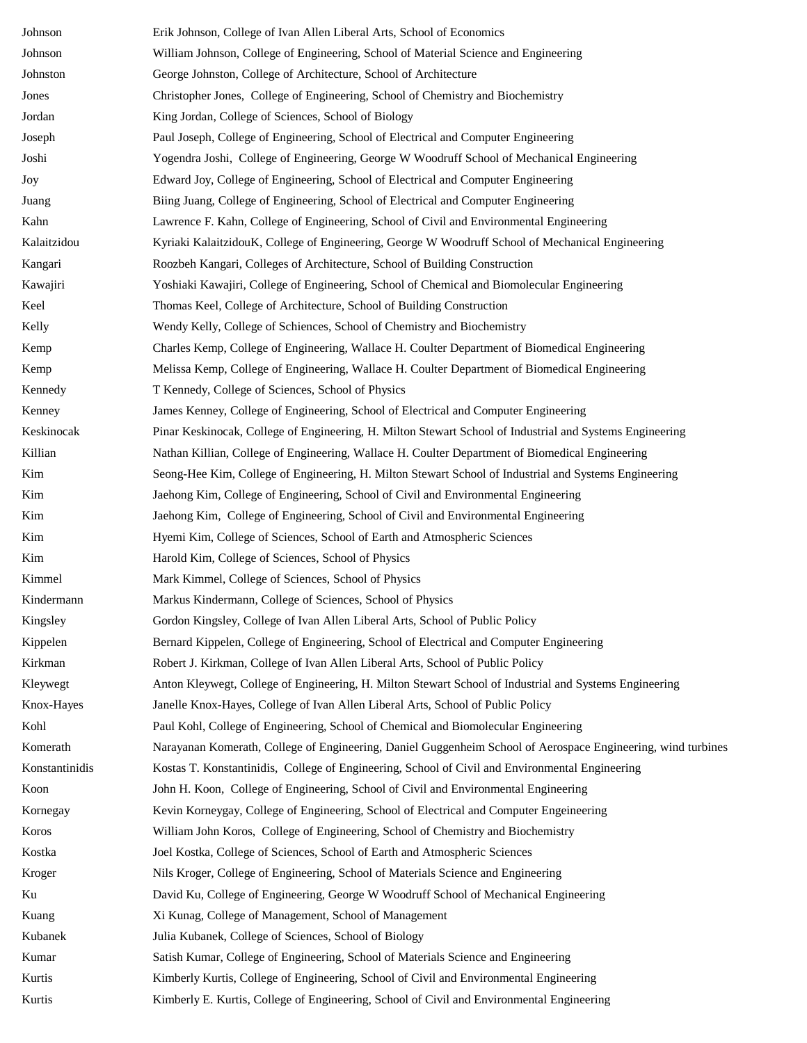| | |
|---|---|
| Johnson | Erik Johnson, College of Ivan Allen Liberal Arts, School of Economics |
| Johnson | William Johnson, College of Engineering, School of Material Science and Engineering |
| Johnston | George Johnston, College of Architecture, School of Architecture |
| Jones | Christopher Jones, College of Engineering, School of Chemistry and Biochemistry |
| Jordan | King Jordan, College of Sciences, School of Biology |
| Joseph | Paul Joseph, College of Engineering, School of Electrical and Computer Engineering |
| Joshi | Yogendra Joshi, College of Engineering, George W Woodruff School of Mechanical Engineering |
| Joy | Edward Joy, College of Engineering, School of Electrical and Computer Engineering |
| Juang | Biing Juang, College of Engineering, School of Electrical and Computer Engineering |
| Kahn | Lawrence F. Kahn, College of Engineering, School of Civil and Environmental Engineering |
| Kalaitzidou | Kyriaki KalaitzidouK, College of Engineering, George W Woodruff School of Mechanical Engineering |
| Kangari | Roozbeh Kangari, Colleges of Architecture, School of Building Construction |
| Kawajiri | Yoshiaki Kawajiri, College of Engineering, School of Chemical and Biomolecular Engineering |
| Keel | Thomas Keel, College of Architecture, School of Building Construction |
| Kelly | Wendy Kelly, College of Schiences, School of Chemistry and Biochemistry |
| Kemp | Charles Kemp, College of Engineering, Wallace H. Coulter Department of Biomedical Engineering |
| Kemp | Melissa Kemp, College of Engineering, Wallace H. Coulter Department of Biomedical Engineering |
| Kennedy | T Kennedy, College of Sciences, School of Physics |
| Kenney | James Kenney, College of Engineering, School of Electrical and Computer Engineering |
| Keskinocak | Pinar Keskinocak, College of Engineering, H. Milton Stewart School of Industrial and Systems Engineering |
| Killian | Nathan Killian, College of Engineering, Wallace H. Coulter Department of Biomedical Engineering |
| Kim | Seong-Hee Kim, College of Engineering, H. Milton Stewart School of Industrial and Systems Engineering |
| Kim | Jaehong Kim, College of Engineering, School of Civil and Environmental Engineering |
| Kim | Jaehong Kim, College of Engineering, School of Civil and Environmental Engineering |
| Kim | Hyemi Kim, College of Sciences, School of Earth and Atmospheric Sciences |
| Kim | Harold Kim, College of Sciences, School of Physics |
| Kimmel | Mark Kimmel, College of Sciences, School of Physics |
| Kindermann | Markus Kindermann, College of Sciences, School of Physics |
| Kingsley | Gordon Kingsley, College of Ivan Allen Liberal Arts, School of Public Policy |
| Kippelen | Bernard Kippelen, College of Engineering, School of Electrical and Computer Engineering |
| Kirkman | Robert J. Kirkman, College of Ivan Allen Liberal Arts, School of Public Policy |
| Kleywegt | Anton Kleywegt, College of Engineering, H. Milton Stewart School of Industrial and Systems Engineering |
| Knox-Hayes | Janelle Knox-Hayes, College of Ivan Allen Liberal Arts, School of Public Policy |
| Kohl | Paul Kohl, College of Engineering, School of Chemical and Biomolecular Engineering |
| Komerath | Narayanan Komerath, College of Engineering, Daniel Guggenheim School of Aerospace Engineering, wind turbines |
| Konstantinidis | Kostas T. Konstantinidis, College of Engineering, School of Civil and Environmental Engineering |
| Koon | John H. Koon, College of Engineering, School of Civil and Environmental Engineering |
| Kornegay | Kevin Korneygay, College of Engineering, School of Electrical and Computer Engeineering |
| Koros | William John Koros, College of Engineering, School of Chemistry and Biochemistry |
| Kostka | Joel Kostka, College of Sciences, School of Earth and Atmospheric Sciences |
| Kroger | Nils Kroger, College of Engineering, School of Materials Science and Engineering |
| Ku | David Ku, College of Engineering, George W Woodruff School of Mechanical Engineering |
| Kuang | Xi Kunag, College of Management, School of Management |
| Kubanek | Julia Kubanek, College of Sciences, School of Biology |
| Kumar | Satish Kumar, College of Engineering, School of Materials Science and Engineering |
| Kurtis | Kimberly Kurtis, College of Engineering, School of Civil and Environmental Engineering |
| Kurtis | Kimberly E. Kurtis, College of Engineering, School of Civil and Environmental Engineering |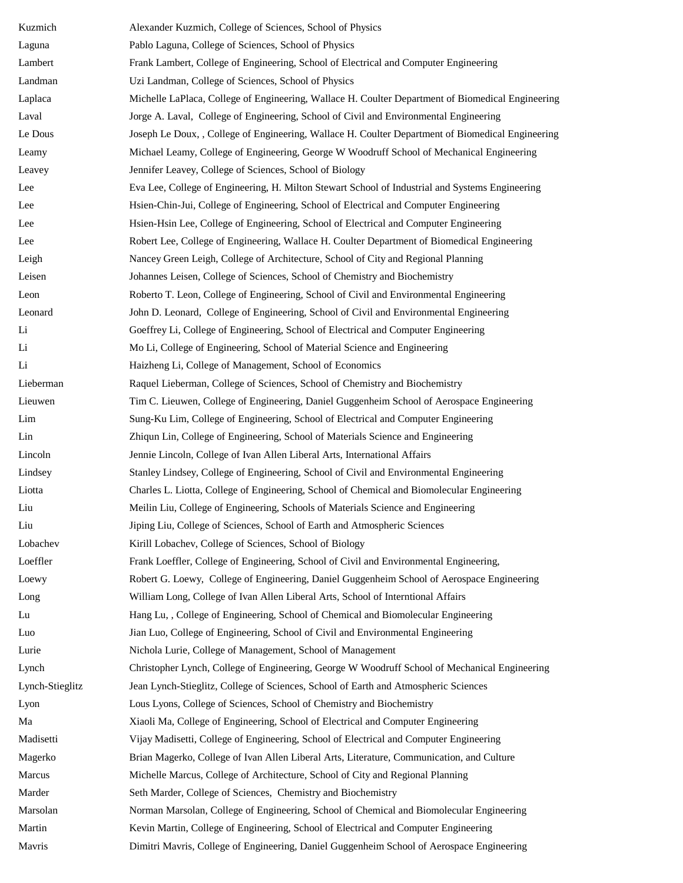| | |
|---|---|
| Kuzmich | Alexander Kuzmich, College of Sciences, School of Physics |
| Laguna | Pablo Laguna, College of Sciences, School of Physics |
| Lambert | Frank Lambert, College of Engineering, School of Electrical and Computer Engineering |
| Landman | Uzi Landman, College of Sciences, School of Physics |
| Laplaca | Michelle LaPlaca, College of Engineering, Wallace H. Coulter Department of Biomedical Engineering |
| Laval | Jorge A. Laval, College of Engineering, School of Civil and Environmental Engineering |
| Le Dous | Joseph Le Doux, , College of Engineering, Wallace H. Coulter Department of Biomedical Engineering |
| Leamy | Michael Leamy, College of Engineering, George W Woodruff School of Mechanical Engineering |
| Leavey | Jennifer Leavey, College of Sciences, School of Biology |
| Lee | Eva Lee, College of Engineering, H. Milton Stewart School of Industrial and Systems Engineering |
| Lee | Hsien-Chin-Jui, College of Engineering, School of Electrical and Computer Engineering |
| Lee | Hsien-Hsin Lee, College of Engineering, School of Electrical and Computer Engineering |
| Lee | Robert Lee, College of Engineering, Wallace H. Coulter Department of Biomedical Engineering |
| Leigh | Nancey Green Leigh, College of Architecture, School of City and Regional Planning |
| Leisen | Johannes Leisen, College of Sciences, School of Chemistry and Biochemistry |
| Leon | Roberto T. Leon, College of Engineering, School of Civil and Environmental Engineering |
| Leonard | John D. Leonard, College of Engineering, School of Civil and Environmental Engineering |
| Li | Goeffrey Li, College of Engineering, School of Electrical and Computer Engineering |
| Li | Mo Li, College of Engineering, School of Material Science and Engineering |
| Li | Haizheng Li, College of Management, School of Economics |
| Lieberman | Raquel Lieberman, College of Sciences, School of Chemistry and Biochemistry |
| Lieuwen | Tim C. Lieuwen, College of Engineering, Daniel Guggenheim School of Aerospace Engineering |
| Lim | Sung-Ku Lim, College of Engineering, School of Electrical and Computer Engineering |
| Lin | Zhiqun Lin, College of Engineering, School of Materials Science and Engineering |
| Lincoln | Jennie Lincoln, College of Ivan Allen Liberal Arts, International Affairs |
| Lindsey | Stanley Lindsey, College of Engineering, School of Civil and Environmental Engineering |
| Liotta | Charles L. Liotta, College of Engineering, School of Chemical and Biomolecular Engineering |
| Liu | Meilin Liu, College of Engineering, Schools of Materials Science and Engineering |
| Liu | Jiping Liu, College of Sciences, School of Earth and Atmospheric Sciences |
| Lobachev | Kirill Lobachev, College of Sciences, School of Biology |
| Loeffler | Frank Loeffler, College of Engineering, School of Civil and Environmental Engineering, |
| Loewy | Robert G. Loewy, College of Engineering, Daniel Guggenheim School of Aerospace Engineering |
| Long | William Long, College of Ivan Allen Liberal Arts, School of Interntional Affairs |
| Lu | Hang Lu, , College of Engineering, School of Chemical and Biomolecular Engineering |
| Luo | Jian Luo, College of Engineering, School of Civil and Environmental Engineering |
| Lurie | Nichola Lurie, College of Management, School of Management |
| Lynch | Christopher Lynch, College of Engineering, George W Woodruff School of Mechanical Engineering |
| Lynch-Stieglitz | Jean Lynch-Stieglitz, College of Sciences, School of Earth and Atmospheric Sciences |
| Lyon | Lous Lyons, College of Sciences, School of Chemistry and Biochemistry |
| Ma | Xiaoli Ma, College of Engineering, School of Electrical and Computer Engineering |
| Madisetti | Vijay Madisetti, College of Engineering, School of Electrical and Computer Engineering |
| Magerko | Brian Magerko, College of Ivan Allen Liberal Arts, Literature, Communication, and Culture |
| Marcus | Michelle Marcus, College of Architecture, School of City and Regional Planning |
| Marder | Seth Marder, College of Sciences, Chemistry and Biochemistry |
| Marsolan | Norman Marsolan, College of Engineering, School of Chemical and Biomolecular Engineering |
| Martin | Kevin Martin, College of Engineering, School of Electrical and Computer Engineering |
| Mavris | Dimitri Mavris, College of Engineering, Daniel Guggenheim School of Aerospace Engineering |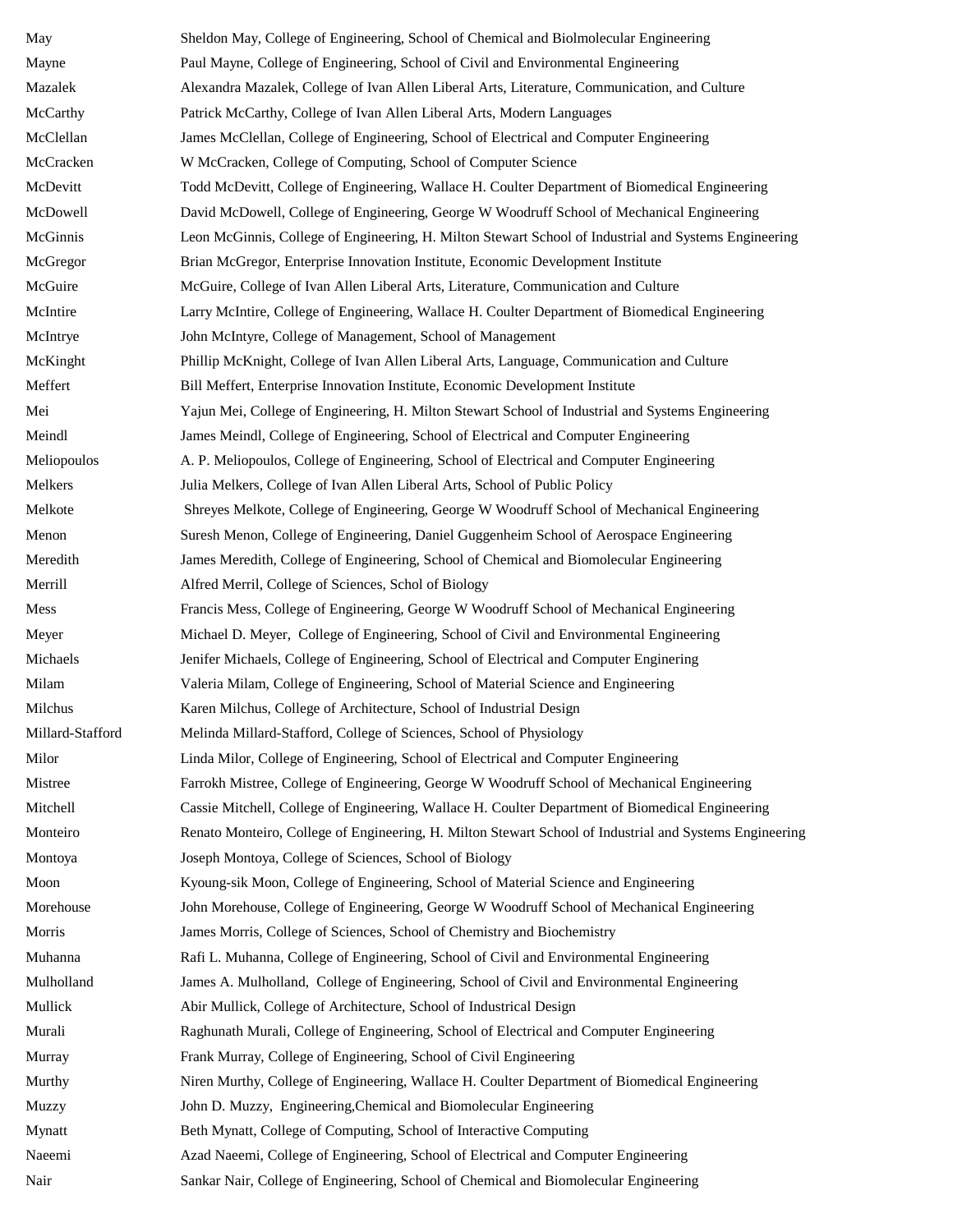| | |
|---|---|
| May | Sheldon May, College of Engineering, School of Chemical and Biolmolecular Engineering |
| Mayne | Paul Mayne, College of Engineering, School of Civil and Environmental Engineering |
| Mazalek | Alexandra Mazalek, College of Ivan Allen Liberal Arts, Literature, Communication, and Culture |
| McCarthy | Patrick McCarthy, College of Ivan Allen Liberal Arts, Modern Languages |
| McClellan | James McClellan, College of Engineering, School of Electrical and Computer Engineering |
| McCracken | W McCracken, College of Computing, School of Computer Science |
| McDevitt | Todd McDevitt, College of Engineering, Wallace H. Coulter Department of Biomedical Engineering |
| McDowell | David McDowell, College of Engineering, George W Woodruff School of Mechanical Engineering |
| McGinnis | Leon McGinnis, College of Engineering, H. Milton Stewart School of Industrial and Systems Engineering |
| McGregor | Brian McGregor, Enterprise Innovation Institute, Economic Development Institute |
| McGuire | McGuire, College of Ivan Allen Liberal Arts, Literature, Communication and Culture |
| McIntire | Larry McIntire, College of Engineering, Wallace H. Coulter Department of Biomedical Engineering |
| McIntrye | John McIntyre, College of Management, School of Management |
| McKinght | Phillip McKnight, College of Ivan Allen Liberal Arts, Language, Communication and Culture |
| Meffert | Bill Meffert, Enterprise Innovation Institute, Economic Development Institute |
| Mei | Yajun Mei, College of Engineering, H. Milton Stewart School of Industrial and Systems Engineering |
| Meindl | James Meindl, College of Engineering, School of Electrical and Computer Engineering |
| Meliopoulos | A. P. Meliopoulos, College of Engineering, School of Electrical and Computer Engineering |
| Melkers | Julia Melkers, College of Ivan Allen Liberal Arts, School of Public Policy |
| Melkote | Shreyes Melkote, College of Engineering, George W Woodruff School of Mechanical Engineering |
| Menon | Suresh Menon, College of Engineering, Daniel Guggenheim School of Aerospace Engineering |
| Meredith | James Meredith, College of Engineering, School of Chemical and Biomolecular Engineering |
| Merrill | Alfred Merril, College of Sciences, Schol of Biology |
| Mess | Francis Mess, College of Engineering, George W Woodruff School of Mechanical Engineering |
| Meyer | Michael D. Meyer, College of Engineering, School of Civil and Environmental Engineering |
| Michaels | Jenifer Michaels, College of Engineering, School of Electrical and Computer Enginering |
| Milam | Valeria Milam, College of Engineering, School of Material Science and Engineering |
| Milchus | Karen Milchus, College of Architecture, School of Industrial Design |
| Millard-Stafford | Melinda Millard-Stafford, College of Sciences, School of Physiology |
| Milor | Linda Milor, College of Engineering, School of Electrical and Computer Engineering |
| Mistree | Farrokh Mistree, College of Engineering, George W Woodruff School of Mechanical Engineering |
| Mitchell | Cassie Mitchell, College of Engineering, Wallace H. Coulter Department of Biomedical Engineering |
| Monteiro | Renato Monteiro, College of Engineering, H. Milton Stewart School of Industrial and Systems Engineering |
| Montoya | Joseph Montoya, College of Sciences, School of Biology |
| Moon | Kyoung-sik Moon, College of Engineering, School of Material Science and Engineering |
| Morehouse | John Morehouse, College of Engineering, George W Woodruff School of Mechanical Engineering |
| Morris | James Morris, College of Sciences, School of Chemistry and Biochemistry |
| Muhanna | Rafi L. Muhanna, College of Engineering, School of Civil and Environmental Engineering |
| Mulholland | James A. Mulholland, College of Engineering, School of Civil and Environmental Engineering |
| Mullick | Abir Mullick, College of Architecture, School of Industrical Design |
| Murali | Raghunath Murali, College of Engineering, School of Electrical and Computer Engineering |
| Murray | Frank Murray, College of Engineering, School of Civil Engineering |
| Murthy | Niren Murthy, College of Engineering, Wallace H. Coulter Department of Biomedical Engineering |
| Muzzy | John D. Muzzy, Engineering,Chemical and Biomolecular Engineering |
| Mynatt | Beth Mynatt, College of Computing, School of Interactive Computing |
| Naeemi | Azad Naeemi, College of Engineering, School of Electrical and Computer Engineering |
| Nair | Sankar Nair, College of Engineering, School of Chemical and Biomolecular Engineering |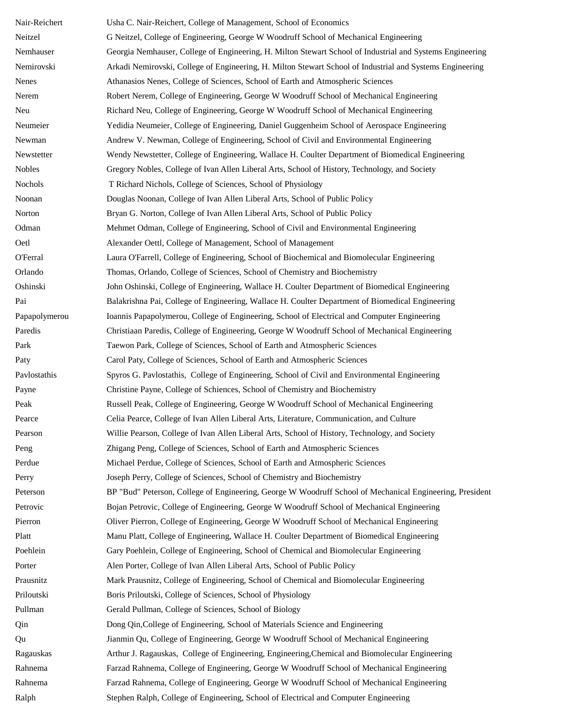| | |
|---|---|
| Nair-Reichert | Usha C. Nair-Reichert, College of Management, School of Economics |
| Neitzel | G Neitzel, College of Engineering, George W Woodruff School of Mechanical Engineering |
| Nemhauser | Georgia Nemhauser, College of Engineering, H. Milton Stewart School of Industrial and Systems Engineering |
| Nemirovski | Arkadi Nemirovski, College of Engineering, H. Milton Stewart School of Industrial and Systems Engineering |
| Nenes | Athanasios Nenes, College of Sciences, School of Earth and Atmospheric Sciences |
| Nerem | Robert Nerem, College of Engineering, George W Woodruff School of Mechanical Engineering |
| Neu | Richard Neu, College of Engineering, George W Woodruff School of Mechanical Engineering |
| Neumeier | Yedidia Neumeier, College of Engineering, Daniel Guggenheim School of Aerospace Engineering |
| Newman | Andrew V. Newman, College of Engineering, School of Civil and Environmental Engineering |
| Newstetter | Wendy Newstetter, College of Engineering, Wallace H. Coulter Department of Biomedical Engineering |
| Nobles | Gregory Nobles, College of Ivan Allen Liberal Arts, School of History, Technology, and Society |
| Nichols | T Richard Nichols, College of Sciences, School of Physiology |
| Noonan | Douglas Noonan, College of Ivan Allen Liberal Arts, School of Public Policy |
| Norton | Bryan G. Norton, College of Ivan Allen Liberal Arts, School of Public Policy |
| Odman | Mehmet Odman, College of Engineering, School of Civil and Environmental Engineering |
| Oetl | Alexander Oettl, College of Management, School of Management |
| O'Ferral | Laura O'Farrell, College of Engineering, School of Biochemical and Biomolecular Engineering |
| Orlando | Thomas, Orlando, College of Sciences, School of Chemistry and Biochemistry |
| Oshinski | John Oshinski, College of Engineering, Wallace H. Coulter Department of Biomedical Engineering |
| Pai | Balakrishna Pai, College of Engineering, Wallace H. Coulter Department of Biomedical Engineering |
| Papapolymerou | Ioannis Papapolymerou, College of Engineering, School of Electrical and Computer Engineering |
| Paredis | Christiaan Paredis, College of Engineering, George W Woodruff School of Mechanical Engineering |
| Park | Taewon Park, College of Sciences, School of Earth and Atmospheric Sciences |
| Paty | Carol Paty, College of Sciences, School of Earth and Atmospheric Sciences |
| Pavlostathis | Spyros G. Pavlostathis, College of Engineering, School of Civil and Environmental Engineering |
| Payne | Christine Payne, College of Schiences, School of Chemistry and Biochemistry |
| Peak | Russell Peak, College of Engineering, George W Woodruff School of Mechanical Engineering |
| Pearce | Celia Pearce, College of Ivan Allen Liberal Arts, Literature, Communication, and Culture |
| Pearson | Willie Pearson, College of Ivan Allen Liberal Arts, School of History, Technology, and Society |
| Peng | Zhigang Peng, College of Sciences, School of Earth and Atmospheric Sciences |
| Perdue | Michael Perdue, College of Sciences, School of Earth and Atmospheric Sciences |
| Perry | Joseph Perry, College of Sciences, School of Chemistry and Biochemistry |
| Peterson | BP "Bud" Peterson, College of Engineering, George W Woodruff School of Mechanical Engineering, President |
| Petrovic | Bojan Petrovic, College of Engineering, George W Woodruff School of Mechanical Engineering |
| Pierron | Oliver Pierron, College of Engineering, George W Woodruff School of Mechanical Engineering |
| Platt | Manu Platt, College of Engineering, Wallace H. Coulter Department of Biomedical Engineering |
| Poehlein | Gary Poehlein, College of Engineering, School of Chemical and Biomolecular Engineering |
| Porter | Alen Porter, College of Ivan Allen Liberal Arts, School of Public Policy |
| Prausnitz | Mark Prausnitz, College of Engineering, School of Chemical and Biomolecular Engineering |
| Priloutski | Boris Priloutski, College of Sciences, School of Physiology |
| Pullman | Gerald Pullman, College of Sciences, School of Biology |
| Qin | Dong Qin,College of Engineering, School of Materials Science and Engineering |
| Qu | Jianmin Qu, College of Engineering, George W Woodruff School of Mechanical Engineering |
| Ragauskas | Arthur J. Ragauskas, College of Engineering, Engineering,Chemical and Biomolecular Engineering |
| Rahnema | Farzad Rahnema, College of Engineering, George W Woodruff School of Mechanical Engineering |
| Rahnema | Farzad Rahnema, College of Engineering, George W Woodruff School of Mechanical Engineering |
| Ralph | Stephen Ralph, College of Engineering, School of Electrical and Computer Engineering |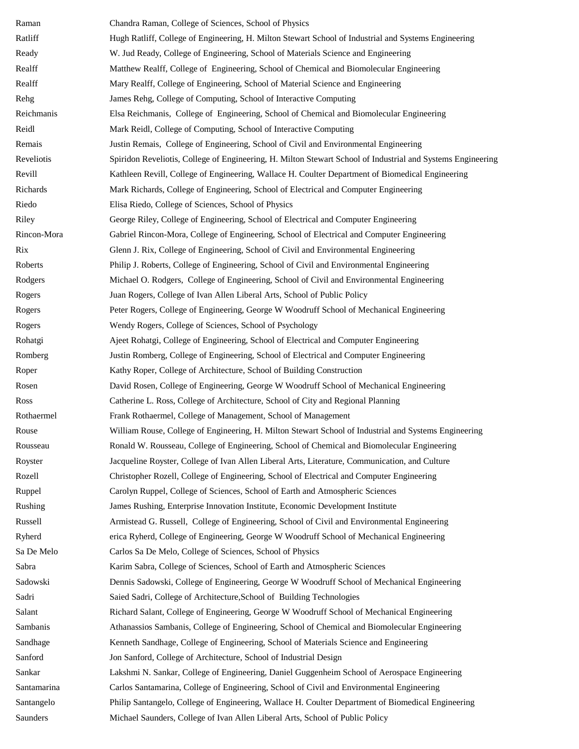| | |
|---|---|
| Raman | Chandra Raman, College of Sciences, School of Physics |
| Ratliff | Hugh Ratliff, College of Engineering, H. Milton Stewart School of Industrial and Systems Engineering |
| Ready | W. Jud Ready, College of Engineering, School of Materials Science and Engineering |
| Realff | Matthew Realff, College of Engineering, School of Chemical and Biomolecular Engineering |
| Realff | Mary Realff, College of Engineering, School of Material Science and Engineering |
| Rehg | James Rehg, College of Computing, School of Interactive Computing |
| Reichmanis | Elsa Reichmanis, College of Engineering, School of Chemical and Biomolecular Engineering |
| Reidl | Mark Reidl, College of Computing, School of Interactive Computing |
| Remais | Justin Remais, College of Engineering, School of Civil and Environmental Engineering |
| Reveliotis | Spiridon Reveliotis, College of Engineering, H. Milton Stewart School of Industrial and Systems Engineering |
| Revill | Kathleen Revill, College of Engineering, Wallace H. Coulter Department of Biomedical Engineering |
| Richards | Mark Richards, College of Engineering, School of Electrical and Computer Engineering |
| Riedo | Elisa Riedo, College of Sciences, School of Physics |
| Riley | George Riley, College of Engineering, School of Electrical and Computer Engineering |
| Rincon-Mora | Gabriel Rincon-Mora, College of Engineering, School of Electrical and Computer Engineering |
| Rix | Glenn J. Rix, College of Engineering, School of Civil and Environmental Engineering |
| Roberts | Philip J. Roberts, College of Engineering, School of Civil and Environmental Engineering |
| Rodgers | Michael O. Rodgers, College of Engineering, School of Civil and Environmental Engineering |
| Rogers | Juan Rogers, College of Ivan Allen Liberal Arts, School of Public Policy |
| Rogers | Peter Rogers, College of Engineering, George W Woodruff School of Mechanical Engineering |
| Rogers | Wendy Rogers, College of Sciences, School of Psychology |
| Rohatgi | Ajeet Rohatgi, College of Engineering, School of Electrical and Computer Engineering |
| Romberg | Justin Romberg, College of Engineering, School of Electrical and Computer Engineering |
| Roper | Kathy Roper, College of Architecture, School of Building Construction |
| Rosen | David Rosen, College of Engineering, George W Woodruff School of Mechanical Engineering |
| Ross | Catherine L. Ross, College of Architecture, School of City and Regional Planning |
| Rothaermel | Frank Rothaermel, College of Management, School of Management |
| Rouse | William Rouse, College of Engineering, H. Milton Stewart School of Industrial and Systems Engineering |
| Rousseau | Ronald W. Rousseau, College of Engineering, School of Chemical and Biomolecular Engineering |
| Royster | Jacqueline Royster, College of Ivan Allen Liberal Arts, Literature, Communication, and Culture |
| Rozell | Christopher Rozell, College of Engineering, School of Electrical and Computer Engineering |
| Ruppel | Carolyn Ruppel, College of Sciences, School of Earth and Atmospheric Sciences |
| Rushing | James Rushing, Enterprise Innovation Institute, Economic Development Institute |
| Russell | Armistead G. Russell, College of Engineering, School of Civil and Environmental Engineering |
| Ryherd | erica Ryherd, College of Engineering, George W Woodruff School of Mechanical Engineering |
| Sa De Melo | Carlos Sa De Melo, College of Sciences, School of Physics |
| Sabra | Karim Sabra, College of Sciences, School of Earth and Atmospheric Sciences |
| Sadowski | Dennis Sadowski, College of Engineering, George W Woodruff School of Mechanical Engineering |
| Sadri | Saied Sadri, College of Architecture,School of Building Technologies |
| Salant | Richard Salant, College of Engineering, George W Woodruff School of Mechanical Engineering |
| Sambanis | Athanassios Sambanis, College of Engineering, School of Chemical and Biomolecular Engineering |
| Sandhage | Kenneth Sandhage, College of Engineering, School of Materials Science and Engineering |
| Sanford | Jon Sanford, College of Architecture, School of Industrial Design |
| Sankar | Lakshmi N. Sankar, College of Engineering, Daniel Guggenheim School of Aerospace Engineering |
| Santamarina | Carlos Santamarina, College of Engineering, School of Civil and Environmental Engineering |
| Santangelo | Philip Santangelo, College of Engineering, Wallace H. Coulter Department of Biomedical Engineering |
| Saunders | Michael Saunders, College of Ivan Allen Liberal Arts, School of Public Policy |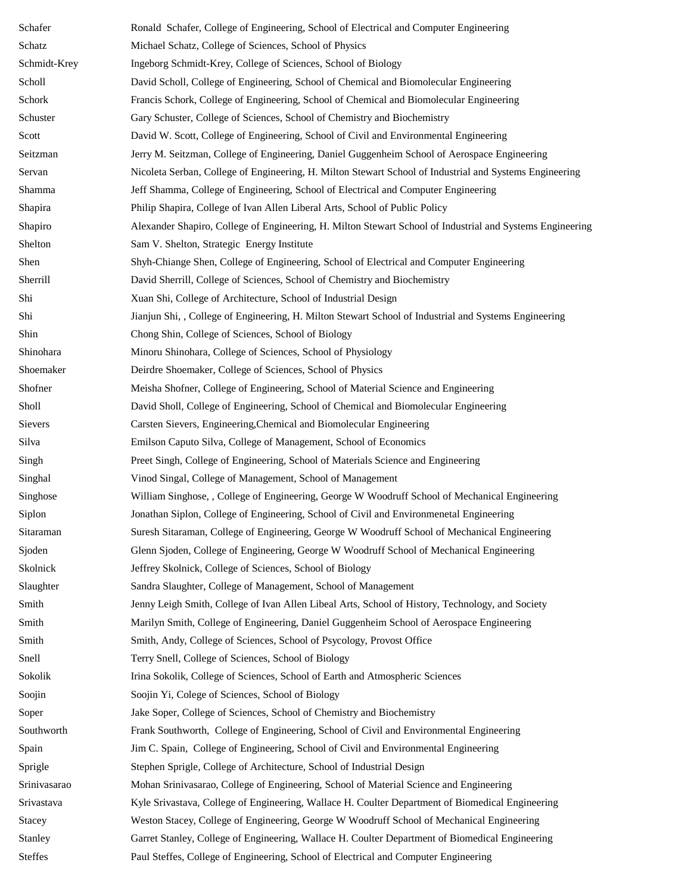| | |
|---|---|
| Schafer | Ronald Schafer, College of Engineering, School of Electrical and Computer Engineering |
| Schatz | Michael Schatz, College of Sciences, School of Physics |
| Schmidt-Krey | Ingeborg Schmidt-Krey, College of Sciences, School of Biology |
| Scholl | David Scholl, College of Engineering, School of Chemical and Biomolecular Engineering |
| Schork | Francis Schork, College of Engineering, School of Chemical and Biomolecular Engineering |
| Schuster | Gary Schuster, College of Sciences, School of Chemistry and Biochemistry |
| Scott | David W. Scott, College of Engineering, School of Civil and Environmental Engineering |
| Seitzman | Jerry M. Seitzman, College of Engineering, Daniel Guggenheim School of Aerospace Engineering |
| Servan | Nicoleta Serban, College of Engineering, H. Milton Stewart School of Industrial and Systems Engineering |
| Shamma | Jeff Shamma, College of Engineering, School of Electrical and Computer Engineering |
| Shapira | Philip Shapira, College of Ivan Allen Liberal Arts, School of Public Policy |
| Shapiro | Alexander Shapiro, College of Engineering, H. Milton Stewart School of Industrial and Systems Engineering |
| Shelton | Sam V. Shelton, Strategic Energy Institute |
| Shen | Shyh-Chiange Shen, College of Engineering, School of Electrical and Computer Engineering |
| Sherrill | David Sherrill, College of Sciences, School of Chemistry and Biochemistry |
| Shi | Xuan Shi, College of Architecture, School of Industrial Design |
| Shi | Jianjun Shi, , College of Engineering, H. Milton Stewart School of Industrial and Systems Engineering |
| Shin | Chong Shin, College of Sciences, School of Biology |
| Shinohara | Minoru Shinohara, College of Sciences, School of Physiology |
| Shoemaker | Deirdre Shoemaker, College of Sciences, School of Physics |
| Shofner | Meisha Shofner, College of Engineering, School of Material Science and Engineering |
| Sholl | David Sholl, College of Engineering, School of Chemical and Biomolecular Engineering |
| Sievers | Carsten Sievers, Engineering,Chemical and Biomolecular Engineering |
| Silva | Emilson Caputo Silva, College of Management, School of Economics |
| Singh | Preet Singh, College of Engineering, School of Materials Science and Engineering |
| Singhal | Vinod Singal, College of Management, School of Management |
| Singhose | William Singhose, , College of Engineering, George W Woodruff School of Mechanical Engineering |
| Siplon | Jonathan Siplon, College of Engineering, School of Civil and Environmenetal Engineering |
| Sitaraman | Suresh Sitaraman, College of Engineering, George W Woodruff School of Mechanical Engineering |
| Sjoden | Glenn Sjoden, College of Engineering, George W Woodruff School of Mechanical Engineering |
| Skolnick | Jeffrey Skolnick, College of Sciences, School of Biology |
| Slaughter | Sandra Slaughter, College of Management, School of Management |
| Smith | Jenny Leigh Smith, College of Ivan Allen Libeal Arts, School of History, Technology, and Society |
| Smith | Marilyn Smith, College of Engineering, Daniel Guggenheim School of Aerospace Engineering |
| Smith | Smith, Andy, College of Sciences, School of Psycology, Provost Office |
| Snell | Terry Snell, College of Sciences, School of Biology |
| Sokolik | Irina Sokolik, College of Sciences, School of Earth and Atmospheric Sciences |
| Soojin | Soojin Yi, College of Sciences, School of Biology |
| Soper | Jake Soper, College of Sciences, School of Chemistry and Biochemistry |
| Southworth | Frank Southworth, College of Engineering, School of Civil and Environmental Engineering |
| Spain | Jim C. Spain, College of Engineering, School of Civil and Environmental Engineering |
| Sprigle | Stephen Sprigle, College of Architecture, School of Industrial Design |
| Srinivasarao | Mohan Srinivasarao, College of Engineering, School of Material Science and Engineering |
| Srivastava | Kyle Srivastava, College of Engineering, Wallace H. Coulter Department of Biomedical Engineering |
| Stacey | Weston Stacey, College of Engineering, George W Woodruff School of Mechanical Engineering |
| Stanley | Garret Stanley, College of Engineering, Wallace H. Coulter Department of Biomedical Engineering |
| Steffes | Paul Steffes, College of Engineering, School of Electrical and Computer Engineering |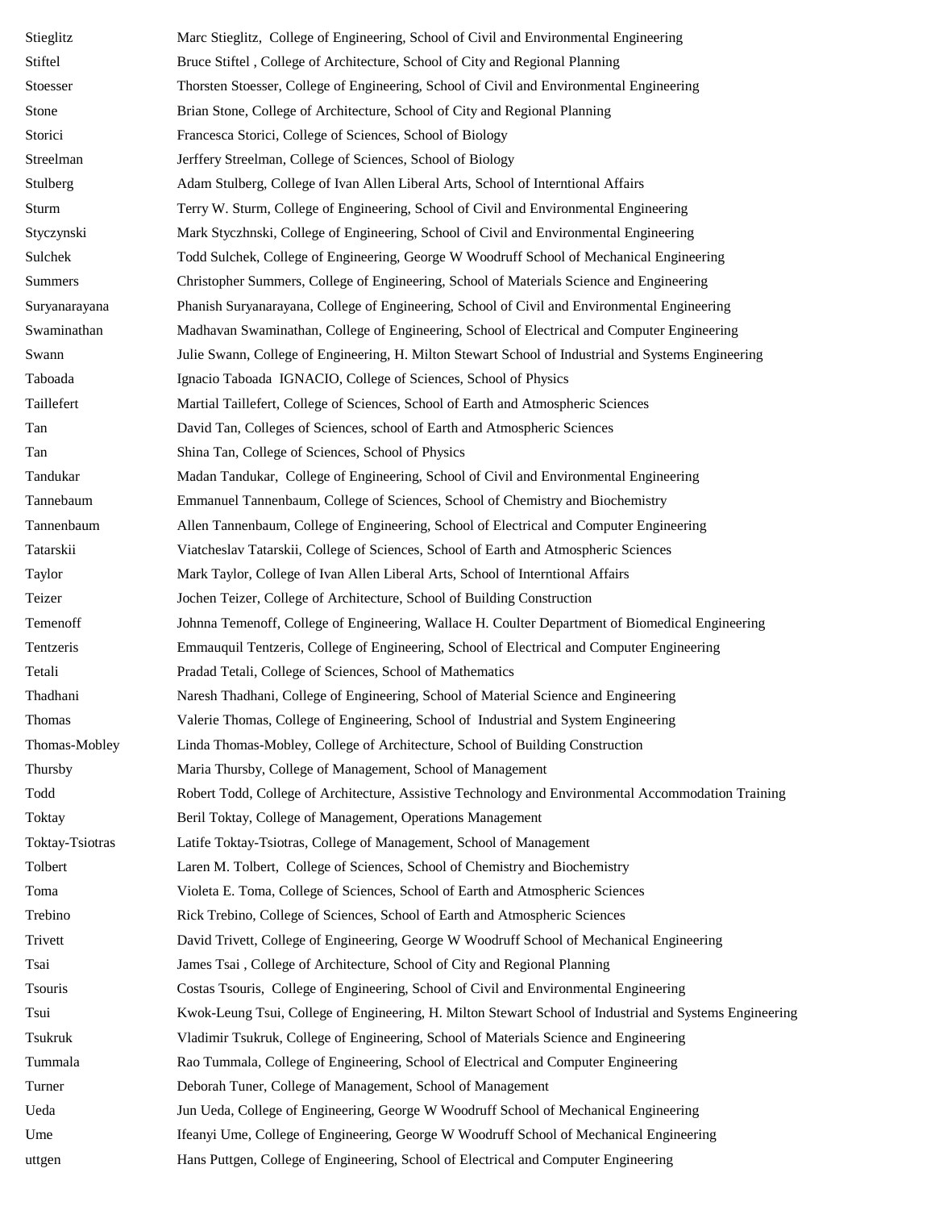| | |
|---|---|
| Stieglitz | Marc Stieglitz, College of Engineering, School of Civil and Environmental Engineering |
| Stiftel | Bruce Stiftel , College of Architecture, School of City and Regional Planning |
| Stoesser | Thorsten Stoesser, College of Engineering, School of Civil and Environmental Engineering |
| Stone | Brian Stone, College of Architecture, School of City and Regional Planning |
| Storici | Francesca Storici, College of Sciences, School of Biology |
| Streelman | Jerffery Streelman, College of Sciences, School of Biology |
| Stulberg | Adam Stulberg, College of Ivan Allen Liberal Arts, School of Interntional Affairs |
| Sturm | Terry W. Sturm, College of Engineering, School of Civil and Environmental Engineering |
| Styczynski | Mark Styczhnski, College of Engineering, School of Civil and Environmental Engineering |
| Sulchek | Todd Sulchek, College of Engineering, George W Woodruff School of Mechanical Engineering |
| Summers | Christopher Summers, College of Engineering, School of Materials Science and Engineering |
| Suryanarayana | Phanish Suryanarayana, College of Engineering, School of Civil and Environmental Engineering |
| Swaminathan | Madhavan Swaminathan, College of Engineering, School of Electrical and Computer Engineering |
| Swann | Julie Swann, College of Engineering, H. Milton Stewart School of Industrial and Systems Engineering |
| Taboada | Ignacio Taboada IGNACIO, College of Sciences, School of Physics |
| Taillefert | Martial Taillefert, College of Sciences, School of Earth and Atmospheric Sciences |
| Tan | David Tan, Colleges of Sciences, school of Earth and Atmospheric Sciences |
| Tan | Shina Tan, College of Sciences, School of Physics |
| Tandukar | Madan Tandukar, College of Engineering, School of Civil and Environmental Engineering |
| Tannebaum | Emmanuel Tannenbaum, College of Sciences, School of Chemistry and Biochemistry |
| Tannenbaum | Allen Tannenbaum, College of Engineering, School of Electrical and Computer Engineering |
| Tatarskii | Viatcheslav Tatarskii, College of Sciences, School of Earth and Atmospheric Sciences |
| Taylor | Mark Taylor, College of Ivan Allen Liberal Arts, School of Interntional Affairs |
| Teizer | Jochen Teizer, College of Architecture, School of Building Construction |
| Temenoff | Johnna Temenoff, College of Engineering, Wallace H. Coulter Department of Biomedical Engineering |
| Tentzeris | Emmauquil Tentzeris, College of Engineering, School of Electrical and Computer Engineering |
| Tetali | Pradad Tetali, College of Sciences, School of Mathematics |
| Thadhani | Naresh Thadhani, College of Engineering, School of Material Science and Engineering |
| Thomas | Valerie Thomas, College of Engineering, School of Industrial and System Engineering |
| Thomas-Mobley | Linda Thomas-Mobley, College of Architecture, School of Building Construction |
| Thursby | Maria Thursby, College of Management, School of Management |
| Todd | Robert Todd, College of Architecture, Assistive Technology and Environmental Accommodation Training |
| Toktay | Beril Toktay, College of Management, Operations Management |
| Toktay-Tsiotras | Latife Toktay-Tsiotras, College of Management, School of Management |
| Tolbert | Laren M. Tolbert, College of Sciences, School of Chemistry and Biochemistry |
| Toma | Violeta E. Toma, College of Sciences, School of Earth and Atmospheric Sciences |
| Trebino | Rick Trebino, College of Sciences, School of Earth and Atmospheric Sciences |
| Trivett | David Trivett, College of Engineering, George W Woodruff School of Mechanical Engineering |
| Tsai | James Tsai , College of Architecture, School of City and Regional Planning |
| Tsouris | Costas Tsouris, College of Engineering, School of Civil and Environmental Engineering |
| Tsui | Kwok-Leung Tsui, College of Engineering, H. Milton Stewart School of Industrial and Systems Engineering |
| Tsukruk | Vladimir Tsukruk, College of Engineering, School of Materials Science and Engineering |
| Tummala | Rao Tummala, College of Engineering, School of Electrical and Computer Engineering |
| Turner | Deborah Tuner, College of Management, School of Management |
| Ueda | Jun Ueda, College of Engineering, George W Woodruff School of Mechanical Engineering |
| Ume | Ifeanyi Ume, College of Engineering, George W Woodruff School of Mechanical Engineering |
| uttgen | Hans Puttgen, College of Engineering, School of Electrical and Computer Engineering |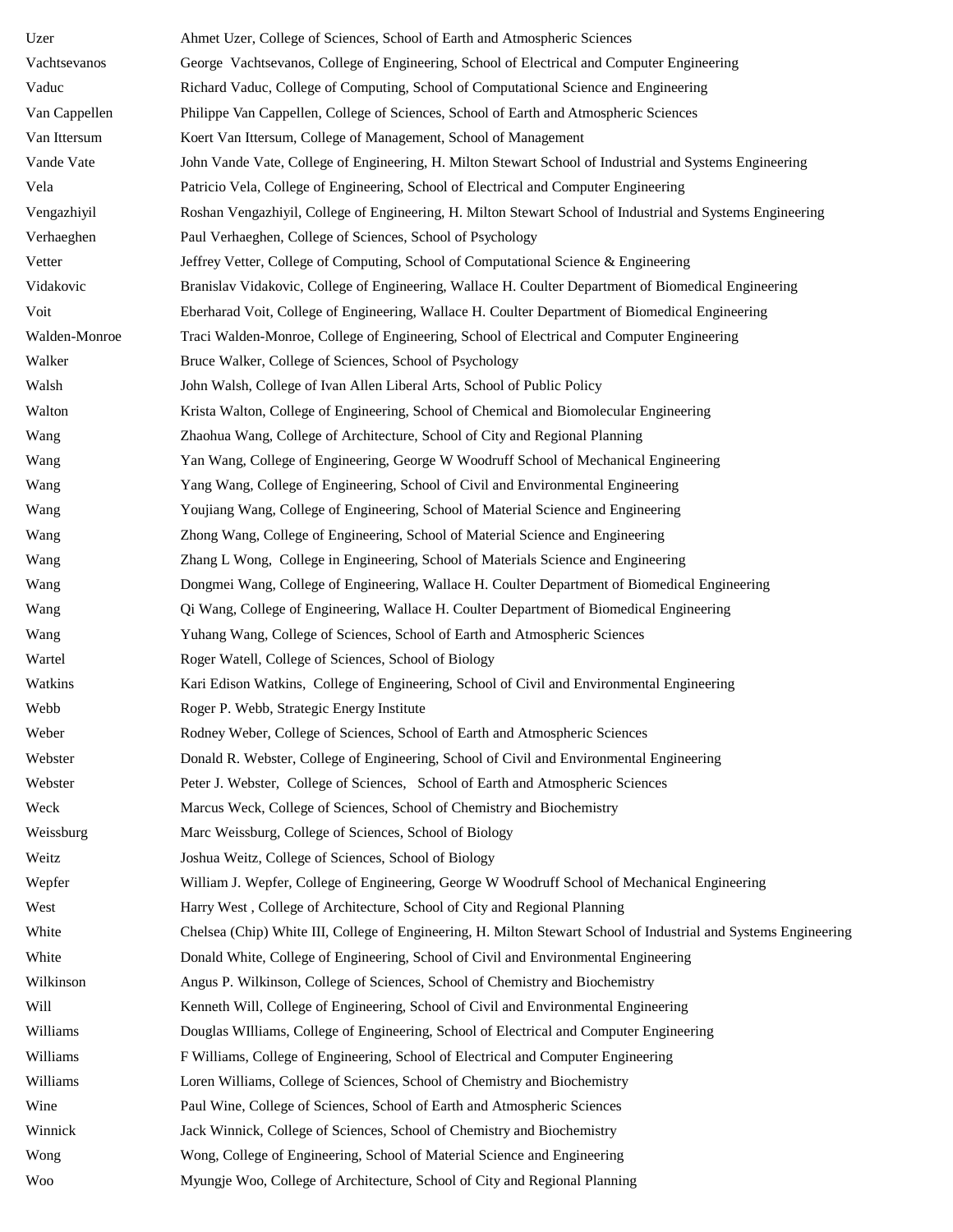| | |
|---|---|
| Uzer | Ahmet Uzer, College of Sciences, School of Earth and Atmospheric Sciences |
| Vachtsevanos | George  Vachtsevanos, College of Engineering, School of Electrical and Computer Engineering |
| Vaduc | Richard Vaduc, College of Computing, School of Computational Science and Engineering |
| Van Cappellen | Philippe Van Cappellen, College of Sciences, School of Earth and Atmospheric Sciences |
| Van Ittersum | Koert Van Ittersum, College of Management, School of Management |
| Vande Vate | John Vande Vate, College of Engineering, H. Milton Stewart School of Industrial and Systems Engineering |
| Vela | Patricio Vela, College of Engineering, School of Electrical and Computer Engineering |
| Vengazhiyil | Roshan Vengazhiyil, College of Engineering, H. Milton Stewart School of Industrial and Systems Engineering |
| Verhaeghen | Paul Verhaeghen, College of Sciences, School of Psychology |
| Vetter | Jeffrey Vetter, College of Computing, School of Computational Science & Engineering |
| Vidakovic | Branislav Vidakovic, College of Engineering, Wallace H. Coulter Department of Biomedical Engineering |
| Voit | Eberharad Voit, College of Engineering, Wallace H. Coulter Department of Biomedical Engineering |
| Walden-Monroe | Traci Walden-Monroe, College of Engineering, School of Electrical and Computer Engineering |
| Walker | Bruce Walker, College of Sciences, School of Psychology |
| Walsh | John Walsh, College of Ivan Allen Liberal Arts, School of Public Policy |
| Walton | Krista Walton, College of Engineering, School of Chemical and Biomolecular Engineering |
| Wang | Zhaohua Wang, College of Architecture, School of City and Regional Planning |
| Wang | Yan Wang, College of Engineering, George W Woodruff School of Mechanical Engineering |
| Wang | Yang Wang, College of Engineering, School of Civil and Environmental Engineering |
| Wang | Youjiang Wang, College of Engineering, School of Material Science and Engineering |
| Wang | Zhong Wang, College of Engineering, School of Material Science and Engineering |
| Wang | Zhang L Wong,  College in Engineering, School of Materials Science and Engineering |
| Wang | Dongmei Wang, College of Engineering, Wallace H. Coulter Department of Biomedical Engineering |
| Wang | Qi Wang, College of Engineering, Wallace H. Coulter Department of Biomedical Engineering |
| Wang | Yuhang Wang, College of Sciences, School of Earth and Atmospheric Sciences |
| Wartel | Roger Watell, College of Sciences, School of Biology |
| Watkins | Kari Edison Watkins,  College of Engineering, School of Civil and Environmental Engineering |
| Webb | Roger P. Webb, Strategic Energy Institute |
| Weber | Rodney Weber, College of Sciences, School of Earth and Atmospheric Sciences |
| Webster | Donald R. Webster, College of Engineering, School of Civil and Environmental Engineering |
| Webster | Peter J. Webster,  College of Sciences,   School of Earth and Atmospheric Sciences |
| Weck | Marcus Weck, College of Sciences, School of Chemistry and Biochemistry |
| Weissburg | Marc Weissburg, College of Sciences, School of Biology |
| Weitz | Joshua Weitz, College of Sciences, School of Biology |
| Wepfer | William J. Wepfer, College of Engineering, George W Woodruff School of Mechanical Engineering |
| West | Harry West , College of Architecture, School of City and Regional Planning |
| White | Chelsea (Chip) White III, College of Engineering, H. Milton Stewart School of Industrial and Systems Engineering |
| White | Donald White, College of Engineering, School of Civil and Environmental Engineering |
| Wilkinson | Angus P. Wilkinson, College of Sciences, School of Chemistry and Biochemistry |
| Will | Kenneth Will, College of Engineering, School of Civil and Environmental Engineering |
| Williams | Douglas WIlliams, College of Engineering, School of Electrical and Computer Engineering |
| Williams | F Williams, College of Engineering, School of Electrical and Computer Engineering |
| Williams | Loren Williams, College of Sciences, School of Chemistry and Biochemistry |
| Wine | Paul Wine, College of Sciences, School of Earth and Atmospheric Sciences |
| Winnick | Jack Winnick, College of Sciences, School of Chemistry and Biochemistry |
| Wong | Wong, College of Engineering, School of Material Science and Engineering |
| Woo | Myungje Woo, College of Architecture, School of City and Regional Planning |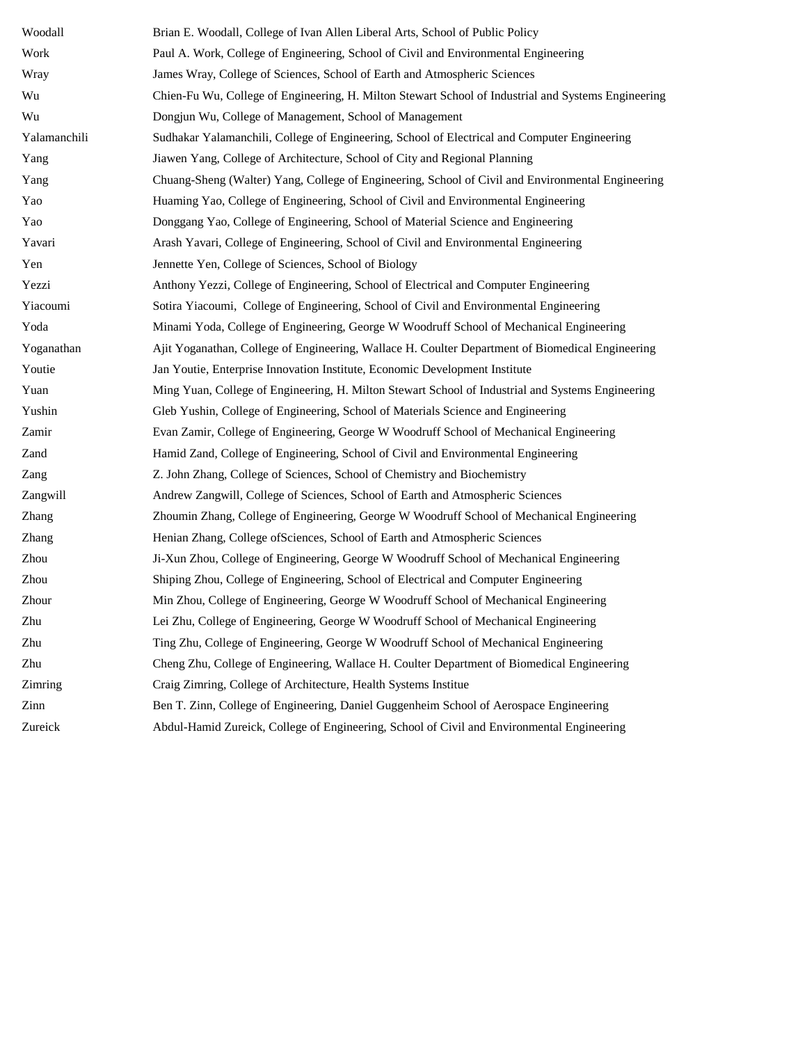| | |
|---|---|
| Woodall | Brian E. Woodall, College of Ivan Allen Liberal Arts, School of Public Policy |
| Work | Paul A. Work, College of Engineering, School of Civil and Environmental Engineering |
| Wray | James Wray, College of Sciences, School of Earth and Atmospheric Sciences |
| Wu | Chien-Fu Wu, College of Engineering, H. Milton Stewart School of Industrial and Systems Engineering |
| Wu | Dongjun Wu, College of Management, School of Management |
| Yalamanchili | Sudhakar Yalamanchili, College of Engineering, School of Electrical and Computer Engineering |
| Yang | Jiawen Yang, College of Architecture, School of City and Regional Planning |
| Yang | Chuang-Sheng (Walter) Yang, College of Engineering, School of Civil and Environmental Engineering |
| Yao | Huaming Yao, College of Engineering, School of Civil and Environmental Engineering |
| Yao | Donggang Yao, College of Engineering, School of Material Science and Engineering |
| Yavari | Arash Yavari, College of Engineering, School of Civil and Environmental Engineering |
| Yen | Jennette Yen, College of Sciences, School of Biology |
| Yezzi | Anthony Yezzi, College of Engineering, School of Electrical and Computer Engineering |
| Yiacoumi | Sotira Yiacoumi, College of Engineering, School of Civil and Environmental Engineering |
| Yoda | Minami Yoda, College of Engineering, George W Woodruff School of Mechanical Engineering |
| Yoganathan | Ajit Yoganathan, College of Engineering, Wallace H. Coulter Department of Biomedical Engineering |
| Youtie | Jan Youtie, Enterprise Innovation Institute, Economic Development Institute |
| Yuan | Ming Yuan, College of Engineering, H. Milton Stewart School of Industrial and Systems Engineering |
| Yushin | Gleb Yushin, College of Engineering, School of Materials Science and Engineering |
| Zamir | Evan Zamir, College of Engineering, George W Woodruff School of Mechanical Engineering |
| Zand | Hamid Zand, College of Engineering, School of Civil and Environmental Engineering |
| Zang | Z. John Zhang, College of Sciences, School of Chemistry and Biochemistry |
| Zangwill | Andrew Zangwill, College of Sciences, School of Earth and Atmospheric Sciences |
| Zhang | Zhoumin Zhang, College of Engineering, George W Woodruff School of Mechanical Engineering |
| Zhang | Henian Zhang, College ofSciences, School of Earth and Atmospheric Sciences |
| Zhou | Ji-Xun Zhou, College of Engineering, George W Woodruff School of Mechanical Engineering |
| Zhou | Shiping Zhou, College of Engineering, School of Electrical and Computer Engineering |
| Zhour | Min Zhou, College of Engineering, George W Woodruff School of Mechanical Engineering |
| Zhu | Lei Zhu, College of Engineering, George W Woodruff School of Mechanical Engineering |
| Zhu | Ting Zhu, College of Engineering, George W Woodruff School of Mechanical Engineering |
| Zhu | Cheng Zhu, College of Engineering, Wallace H. Coulter Department of Biomedical Engineering |
| Zimring | Craig Zimring, College of Architecture, Health Systems Institue |
| Zinn | Ben T. Zinn, College of Engineering, Daniel Guggenheim School of Aerospace Engineering |
| Zureick | Abdul-Hamid Zureick, College of Engineering, School of Civil and Environmental Engineering |